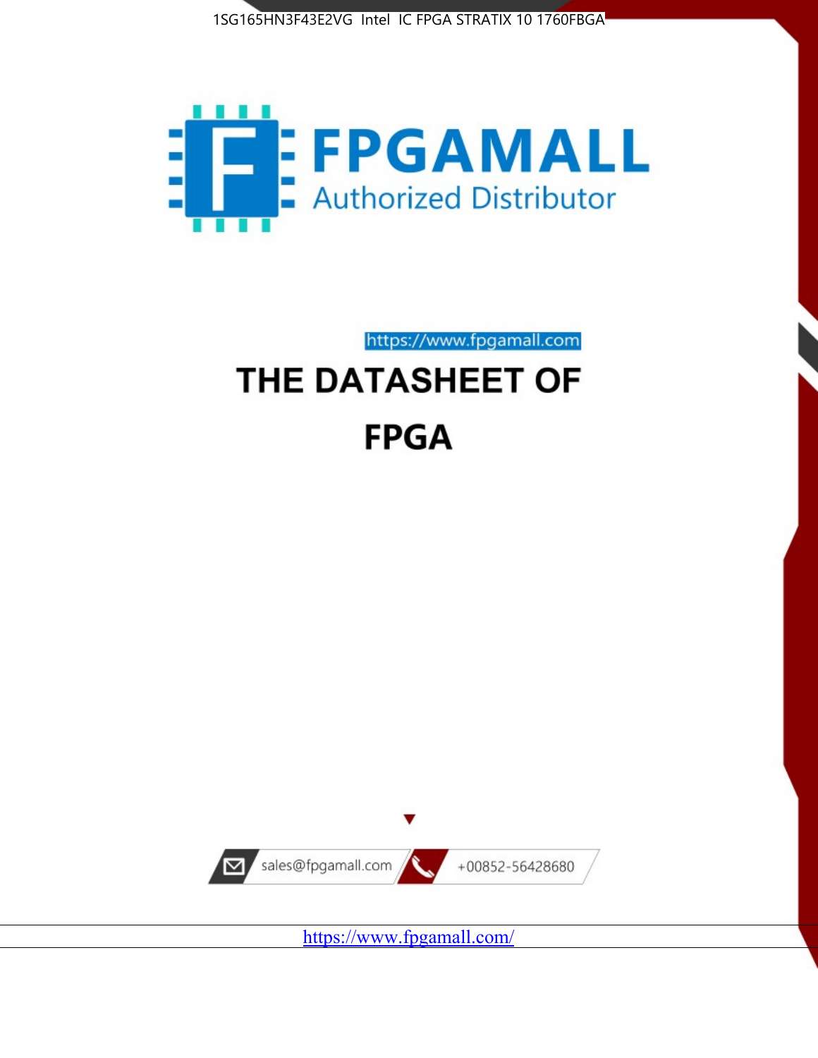1SG165HN3F43E2VG Intel IC FPGA STRATIX 10 1760FBGA

FPGAMALL
Authorized Distributor

https://www.fpgamall.com

# THE DATASHEET OF

# FPGA

sales@fpgamall.com +00852-56428680

https://www.fpgamall.com/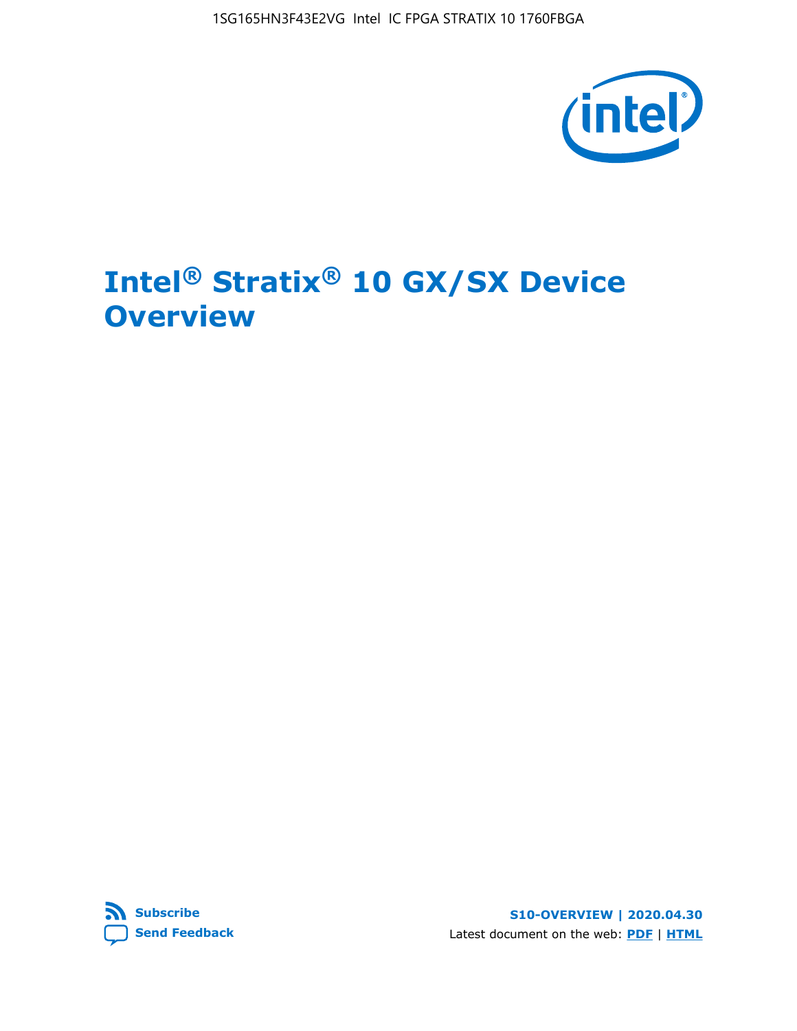# Intel® Stratix® 10 GX/SX Device Overview

**Subscribe** **Send Feedback**

**S10-OVERVIEW | 2020.04.30**

Latest document on the web: **PDF** | **HTML**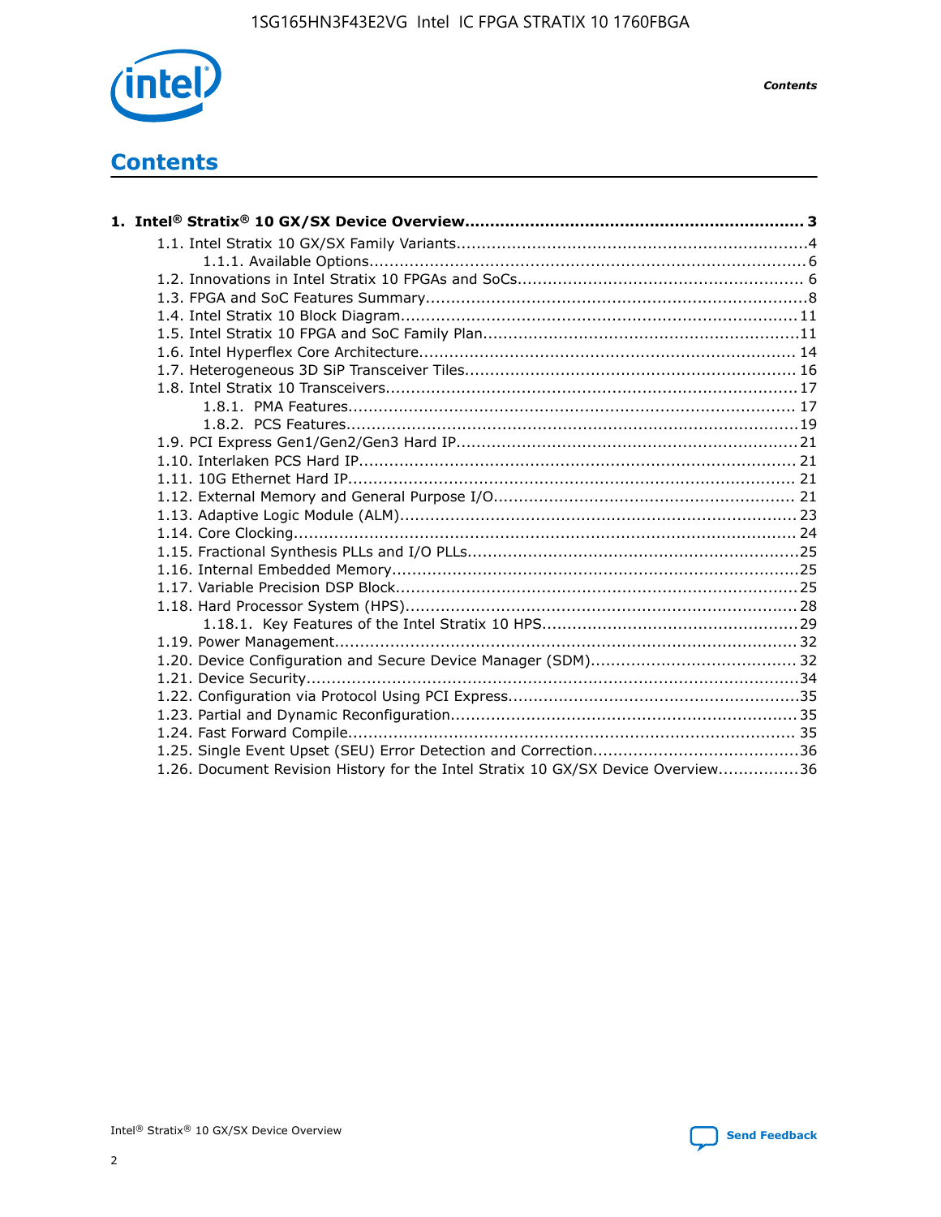# Contents

**1. Intel® Stratix® 10 GX/SX Device Overview...................................................................... 3**

- 1.1. Intel Stratix 10 GX/SX Family Variants......................................................................4
  - 1.1.1. Available Options........................................................................................6
- 1.2. Innovations in Intel Stratix 10 FPGAs and SoCs......................................................... 6
- 1.3. FPGA and SoC Features Summary.............................................................................8
- 1.4. Intel Stratix 10 Block Diagram................................................................................ 11
- 1.5. Intel Stratix 10 FPGA and SoC Family Plan................................................................11
- 1.6. Intel Hyperflex Core Architecture............................................................................. 14
- 1.7. Heterogeneous 3D SiP Transceiver Tiles................................................................... 16
- 1.8. Intel Stratix 10 Transceivers.................................................................................... 17
  - 1.8.1. PMA Features............................................................................................ 17
  - 1.8.2. PCS Features.............................................................................................19
- 1.9. PCI Express Gen1/Gen2/Gen3 Hard IP......................................................................21
- 1.10. Interlaken PCS Hard IP......................................................................................... 21
- 1.11. 10G Ethernet Hard IP........................................................................................... 21
- 1.12. External Memory and General Purpose I/O.............................................................. 21
- 1.13. Adaptive Logic Module (ALM)................................................................................. 23
- 1.14. Core Clocking...................................................................................................... 24
- 1.15. Fractional Synthesis PLLs and I/O PLLs...................................................................25
- 1.16. Internal Embedded Memory...................................................................................25
- 1.17. Variable Precision DSP Block..................................................................................25
- 1.18. Hard Processor System (HPS)................................................................................28
  - 1.18.1. Key Features of the Intel Stratix 10 HPS....................................................29
- 1.19. Power Management............................................................................................. 32
- 1.20. Device Configuration and Secure Device Manager (SDM)........................................... 32
- 1.21. Device Security....................................................................................................34
- 1.22. Configuration via Protocol Using PCI Express...........................................................35
- 1.23. Partial and Dynamic Reconfiguration...................................................................... 35
- 1.24. Fast Forward Compile........................................................................................... 35
- 1.25. Single Event Upset (SEU) Error Detection and Correction..........................................36
- 1.26. Document Revision History for the Intel Stratix 10 GX/SX Device Overview................36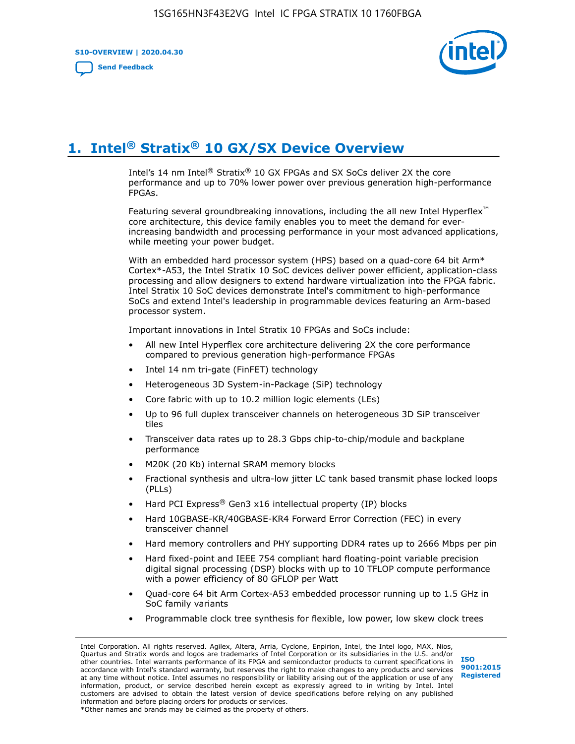# 1. Intel® Stratix® 10 GX/SX Device Overview

Intel's 14 nm Intel® Stratix® 10 GX FPGAs and SX SoCs deliver 2X the core performance and up to 70% lower power over previous generation high-performance FPGAs.

Featuring several groundbreaking innovations, including the all new Intel Hyperflex™ core architecture, this device family enables you to meet the demand for ever-increasing bandwidth and processing performance in your most advanced applications, while meeting your power budget.

With an embedded hard processor system (HPS) based on a quad-core 64 bit Arm* Cortex*-A53, the Intel Stratix 10 SoC devices deliver power efficient, application-class processing and allow designers to extend hardware virtualization into the FPGA fabric. Intel Stratix 10 SoC devices demonstrate Intel's commitment to high-performance SoCs and extend Intel's leadership in programmable devices featuring an Arm-based processor system.

Important innovations in Intel Stratix 10 FPGAs and SoCs include:

- All new Intel Hyperflex core architecture delivering 2X the core performance compared to previous generation high-performance FPGAs
- Intel 14 nm tri-gate (FinFET) technology
- Heterogeneous 3D System-in-Package (SiP) technology
- Core fabric with up to 10.2 million logic elements (LEs)
- Up to 96 full duplex transceiver channels on heterogeneous 3D SiP transceiver tiles
- Transceiver data rates up to 28.3 Gbps chip-to-chip/module and backplane performance
- M20K (20 Kb) internal SRAM memory blocks
- Fractional synthesis and ultra-low jitter LC tank based transmit phase locked loops (PLLs)
- Hard PCI Express® Gen3 x16 intellectual property (IP) blocks
- Hard 10GBASE-KR/40GBASE-KR4 Forward Error Correction (FEC) in every transceiver channel
- Hard memory controllers and PHY supporting DDR4 rates up to 2666 Mbps per pin
- Hard fixed-point and IEEE 754 compliant hard floating-point variable precision digital signal processing (DSP) blocks with up to 10 TFLOP compute performance with a power efficiency of 80 GFLOP per Watt
- Quad-core 64 bit Arm Cortex-A53 embedded processor running up to 1.5 GHz in SoC family variants
- Programmable clock tree synthesis for flexible, low power, low skew clock trees

Intel Corporation. All rights reserved. Agilex, Altera, Arria, Cyclone, Enpirion, Intel, the Intel logo, MAX, Nios, Quartus and Stratix words and logos are trademarks of Intel Corporation or its subsidiaries in the U.S. and/or other countries. Intel warrants performance of its FPGA and semiconductor products to current specifications in accordance with Intel's standard warranty, but reserves the right to make changes to any products and services at any time without notice. Intel assumes no responsibility or liability arising out of the application or use of any information, product, or service described herein except as expressly agreed to in writing by Intel. Intel customers are advised to obtain the latest version of device specifications before relying on any published information and before placing orders for products or services.
*Other names and brands may be claimed as the property of others.

ISO 9001:2015 Registered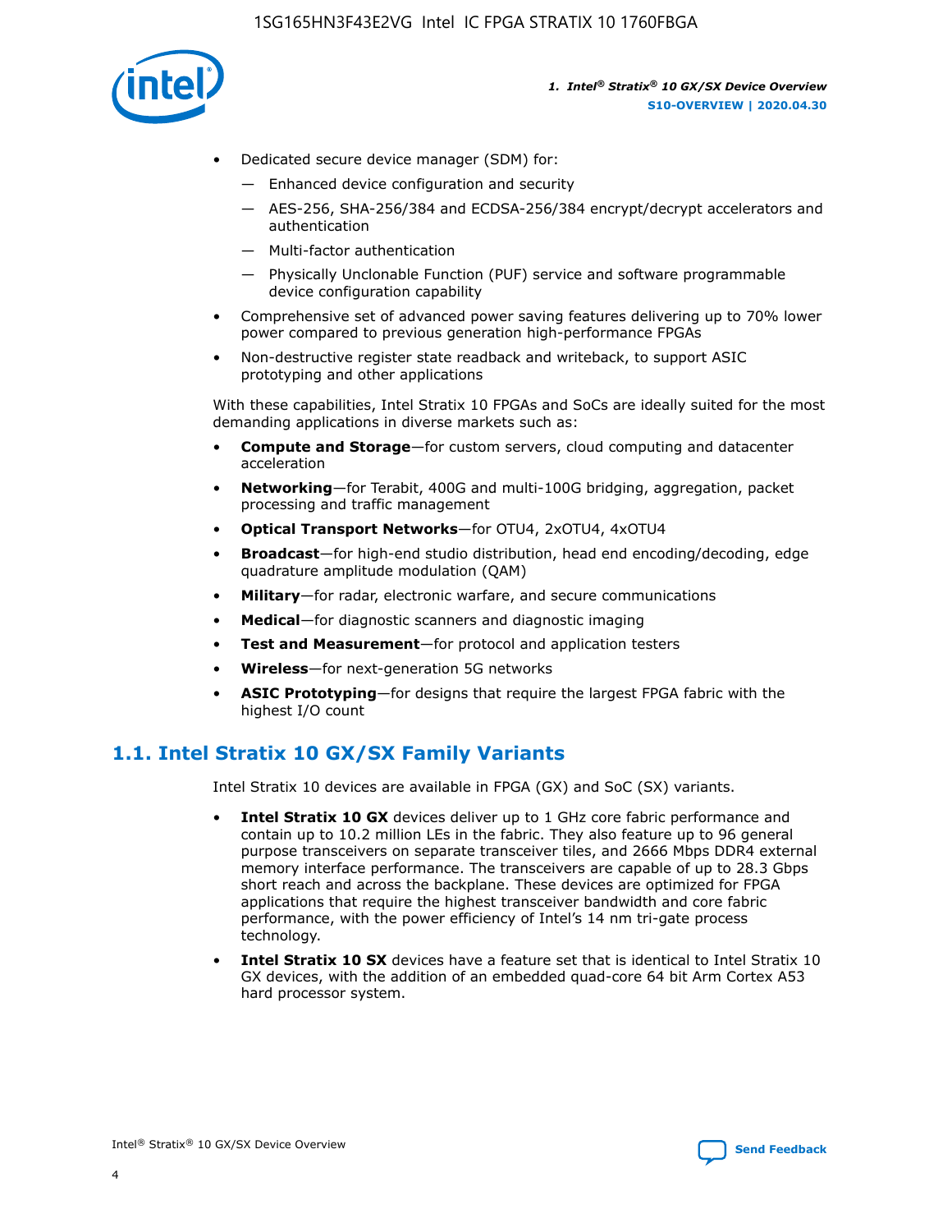- Dedicated secure device manager (SDM) for:
  - — Enhanced device configuration and security
  - — AES-256, SHA-256/384 and ECDSA-256/384 encrypt/decrypt accelerators and authentication
  - — Multi-factor authentication
  - — Physically Unclonable Function (PUF) service and software programmable device configuration capability
- Comprehensive set of advanced power saving features delivering up to 70% lower power compared to previous generation high-performance FPGAs
- Non-destructive register state readback and writeback, to support ASIC prototyping and other applications

With these capabilities, Intel Stratix 10 FPGAs and SoCs are ideally suited for the most demanding applications in diverse markets such as:

- **Compute and Storage**—for custom servers, cloud computing and datacenter acceleration
- **Networking**—for Terabit, 400G and multi-100G bridging, aggregation, packet processing and traffic management
- **Optical Transport Networks**—for OTU4, 2xOTU4, 4xOTU4
- **Broadcast**—for high-end studio distribution, head end encoding/decoding, edge quadrature amplitude modulation (QAM)
- **Military**—for radar, electronic warfare, and secure communications
- **Medical**—for diagnostic scanners and diagnostic imaging
- **Test and Measurement**—for protocol and application testers
- **Wireless**—for next-generation 5G networks
- **ASIC Prototyping**—for designs that require the largest FPGA fabric with the highest I/O count

## 1.1. Intel Stratix 10 GX/SX Family Variants

Intel Stratix 10 devices are available in FPGA (GX) and SoC (SX) variants.

- **Intel Stratix 10 GX** devices deliver up to 1 GHz core fabric performance and contain up to 10.2 million LEs in the fabric. They also feature up to 96 general purpose transceivers on separate transceiver tiles, and 2666 Mbps DDR4 external memory interface performance. The transceivers are capable of up to 28.3 Gbps short reach and across the backplane. These devices are optimized for FPGA applications that require the highest transceiver bandwidth and core fabric performance, with the power efficiency of Intel's 14 nm tri-gate process technology.
- **Intel Stratix 10 SX** devices have a feature set that is identical to Intel Stratix 10 GX devices, with the addition of an embedded quad-core 64 bit Arm Cortex A53 hard processor system.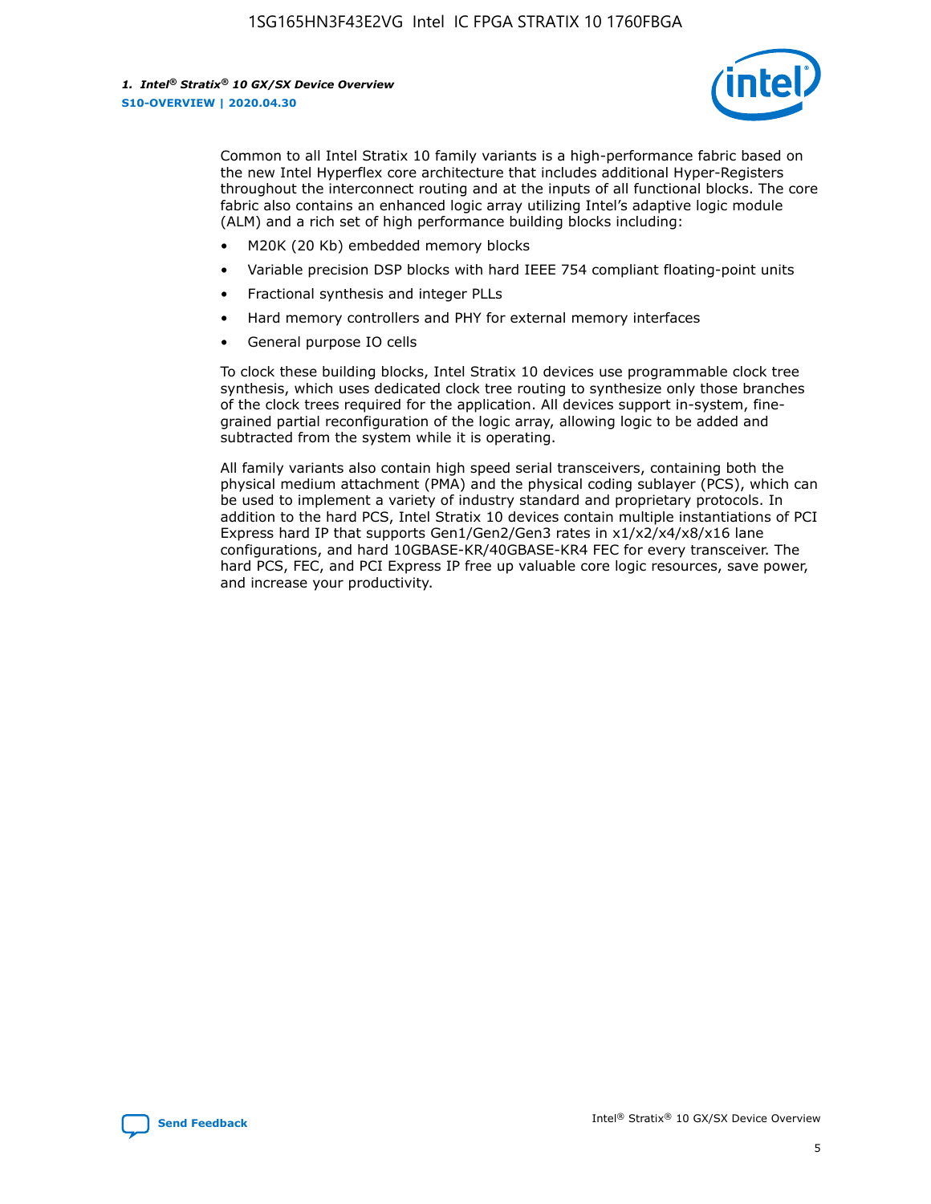Common to all Intel Stratix 10 family variants is a high-performance fabric based on the new Intel Hyperflex core architecture that includes additional Hyper-Registers throughout the interconnect routing and at the inputs of all functional blocks. The core fabric also contains an enhanced logic array utilizing Intel's adaptive logic module (ALM) and a rich set of high performance building blocks including:

- M20K (20 Kb) embedded memory blocks
- Variable precision DSP blocks with hard IEEE 754 compliant floating-point units
- Fractional synthesis and integer PLLs
- Hard memory controllers and PHY for external memory interfaces
- General purpose IO cells

To clock these building blocks, Intel Stratix 10 devices use programmable clock tree synthesis, which uses dedicated clock tree routing to synthesize only those branches of the clock trees required for the application. All devices support in-system, fine-grained partial reconfiguration of the logic array, allowing logic to be added and subtracted from the system while it is operating.

All family variants also contain high speed serial transceivers, containing both the physical medium attachment (PMA) and the physical coding sublayer (PCS), which can be used to implement a variety of industry standard and proprietary protocols. In addition to the hard PCS, Intel Stratix 10 devices contain multiple instantiations of PCI Express hard IP that supports Gen1/Gen2/Gen3 rates in x1/x2/x4/x8/x16 lane configurations, and hard 10GBASE-KR/40GBASE-KR4 FEC for every transceiver. The hard PCS, FEC, and PCI Express IP free up valuable core logic resources, save power, and increase your productivity.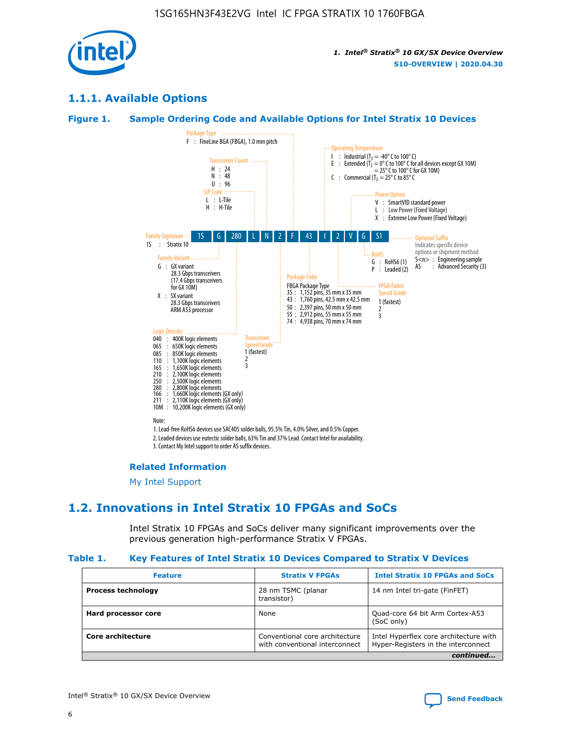## 1.1.1. Available Options

### Figure 1. Sample Ordering Code and Available Options for Intel Stratix 10 Devices

| 1S | G | 280 | L | N | 2 | F | 43 | I | 2 | V | G | S1 |
|---|---|---|---|---|---|---|---|---|---|---|---|---|

**Family Signature**
1S : Stratix 10

**Family Variant**
G : GX variant
28.3 Gbps transceivers
(17.4 Gbps transceivers for GX 10M)
X : SX variant
28.3 Gbps transceivers
ARM A53 processor

**Logic Density**
040 : 400K logic elements
065 : 650K logic elements
085 : 850K logic elements
110 : 1,100K logic elements
165 : 1,650K logic elements
210 : 2,100K logic elements
250 : 2,500K logic elements
280 : 2,800K logic elements
166 : 1,660K logic elements (GX only)
211 : 2,110K logic elements (GX only)
10M : 10,200K logic elements (GX only)

**SiP Code**
L : L-Tile
H : H-Tile

**Transceiver Count**
H : 24
N : 48
U : 96

**Transceiver Speed Grade**
1 (fastest)
2
3

**Package Type**
F : FineLine BGA (FBGA), 1.0 mm pitch

**Package Code**
FBGA Package Type
35 : 1,152 pins, 35 mm x 35 mm
43 : 1,760 pins, 42.5 mm x 42.5 mm
50 : 2,397 pins, 50 mm x 50 mm
55 : 2,912 pins, 55 mm x 55 mm
74 : 4,938 pins, 70 mm x 74 mm

**Operating Temperature**
I : Industrial ($T_J$ = -40° C to 100° C)
E : Extended ($T_J$ = 0° C to 100° C for all devices except GX 10M)
= 25° C to 100° C for GX 10M)
C : Commercial ($T_J$ = 25° C to 85° C

**FPGA Fabric Speed Grade**
1 (fastest)
2
3

**Power Option**
V : SmartVID standard power
L : Low Power (Fixed Voltage)
X : Extreme Low Power (Fixed Voltage)

**RoHS**
G : RoHS6 (1)
P : Leaded (2)

**Optional Suffix**
Indicates specific device options or shipment method
S<n> : Engineering sample
AS : Advanced Security (3)

Note:
1. Lead-free RoHS6 devices use SAC405 solder balls, 95.5% Tin, 4.0% Silver, and 0.5% Copper.
2. Leaded devices use eutectic solder balls, 63% Tin and 37% Lead. Contact Intel for availability.
3. Contact My Intel support to order AS suffix devices.

**Related Information**

My Intel Support

## 1.2. Innovations in Intel Stratix 10 FPGAs and SoCs

Intel Stratix 10 FPGAs and SoCs deliver many significant improvements over the previous generation high-performance Stratix V FPGAs.

### Table 1. Key Features of Intel Stratix 10 Devices Compared to Stratix V Devices

| Feature | Stratix V FPGAs | Intel Stratix 10 FPGAs and SoCs |
|---|---|---|
| **Process technology** | 28 nm TSMC (planar transistor) | 14 nm Intel tri-gate (FinFET) |
| **Hard processor core** | None | Quad-core 64 bit Arm Cortex-A53 (SoC only) |
| **Core architecture** | Conventional core architecture with conventional interconnect | Intel Hyperflex core architecture with Hyper-Registers in the interconnect |

*continued...*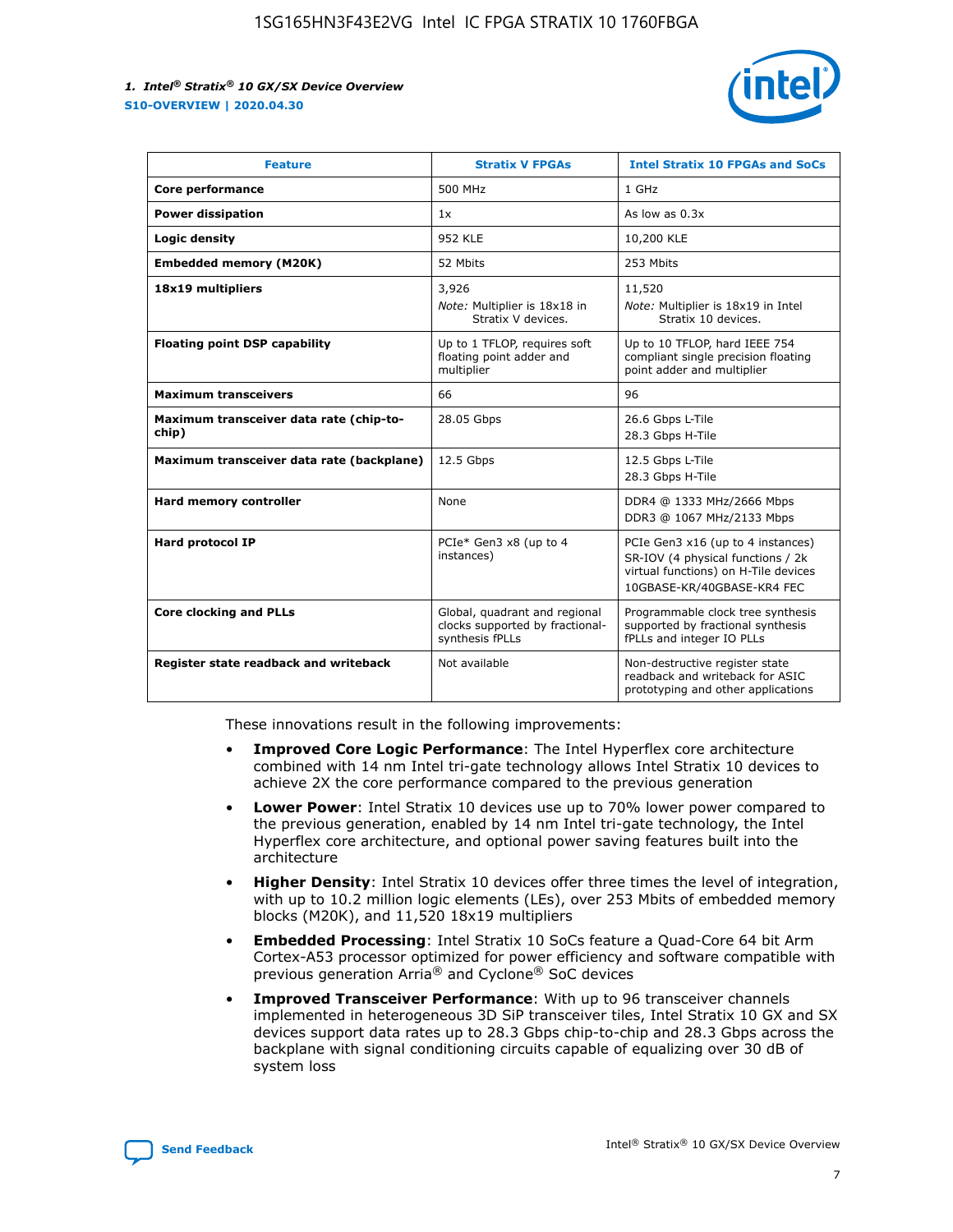| Feature | Stratix V FPGAs | Intel Stratix 10 FPGAs and SoCs |
|---|---|---|
| **Core performance** | 500 MHz | 1 GHz |
| **Power dissipation** | 1x | As low as 0.3x |
| **Logic density** | 952 KLE | 10,200 KLE |
| **Embedded memory (M20K)** | 52 Mbits | 253 Mbits |
| **18x19 multipliers** | 3,926<br>*Note:* Multiplier is 18x18 in Stratix V devices. | 11,520<br>*Note:* Multiplier is 18x19 in Intel Stratix 10 devices. |
| **Floating point DSP capability** | Up to 1 TFLOP, requires soft floating point adder and multiplier | Up to 10 TFLOP, hard IEEE 754 compliant single precision floating point adder and multiplier |
| **Maximum transceivers** | 66 | 96 |
| **Maximum transceiver data rate (chip-to-chip)** | 28.05 Gbps | 26.6 Gbps L-Tile<br>28.3 Gbps H-Tile |
| **Maximum transceiver data rate (backplane)** | 12.5 Gbps | 12.5 Gbps L-Tile<br>28.3 Gbps H-Tile |
| **Hard memory controller** | None | DDR4 @ 1333 MHz/2666 Mbps<br>DDR3 @ 1067 MHz/2133 Mbps |
| **Hard protocol IP** | PCIe* Gen3 x8 (up to 4 instances) | PCIe Gen3 x16 (up to 4 instances)<br>SR-IOV (4 physical functions / 2k virtual functions) on H-Tile devices<br>10GBASE-KR/40GBASE-KR4 FEC |
| **Core clocking and PLLs** | Global, quadrant and regional clocks supported by fractional-synthesis fPLLs | Programmable clock tree synthesis supported by fractional synthesis fPLLs and integer IO PLLs |
| **Register state readback and writeback** | Not available | Non-destructive register state readback and writeback for ASIC prototyping and other applications |

These innovations result in the following improvements:

- **Improved Core Logic Performance**: The Intel Hyperflex core architecture combined with 14 nm Intel tri-gate technology allows Intel Stratix 10 devices to achieve 2X the core performance compared to the previous generation
- **Lower Power**: Intel Stratix 10 devices use up to 70% lower power compared to the previous generation, enabled by 14 nm Intel tri-gate technology, the Intel Hyperflex core architecture, and optional power saving features built into the architecture
- **Higher Density**: Intel Stratix 10 devices offer three times the level of integration, with up to 10.2 million logic elements (LEs), over 253 Mbits of embedded memory blocks (M20K), and 11,520 18x19 multipliers
- **Embedded Processing**: Intel Stratix 10 SoCs feature a Quad-Core 64 bit Arm Cortex-A53 processor optimized for power efficiency and software compatible with previous generation Arria® and Cyclone® SoC devices
- **Improved Transceiver Performance**: With up to 96 transceiver channels implemented in heterogeneous 3D SiP transceiver tiles, Intel Stratix 10 GX and SX devices support data rates up to 28.3 Gbps chip-to-chip and 28.3 Gbps across the backplane with signal conditioning circuits capable of equalizing over 30 dB of system loss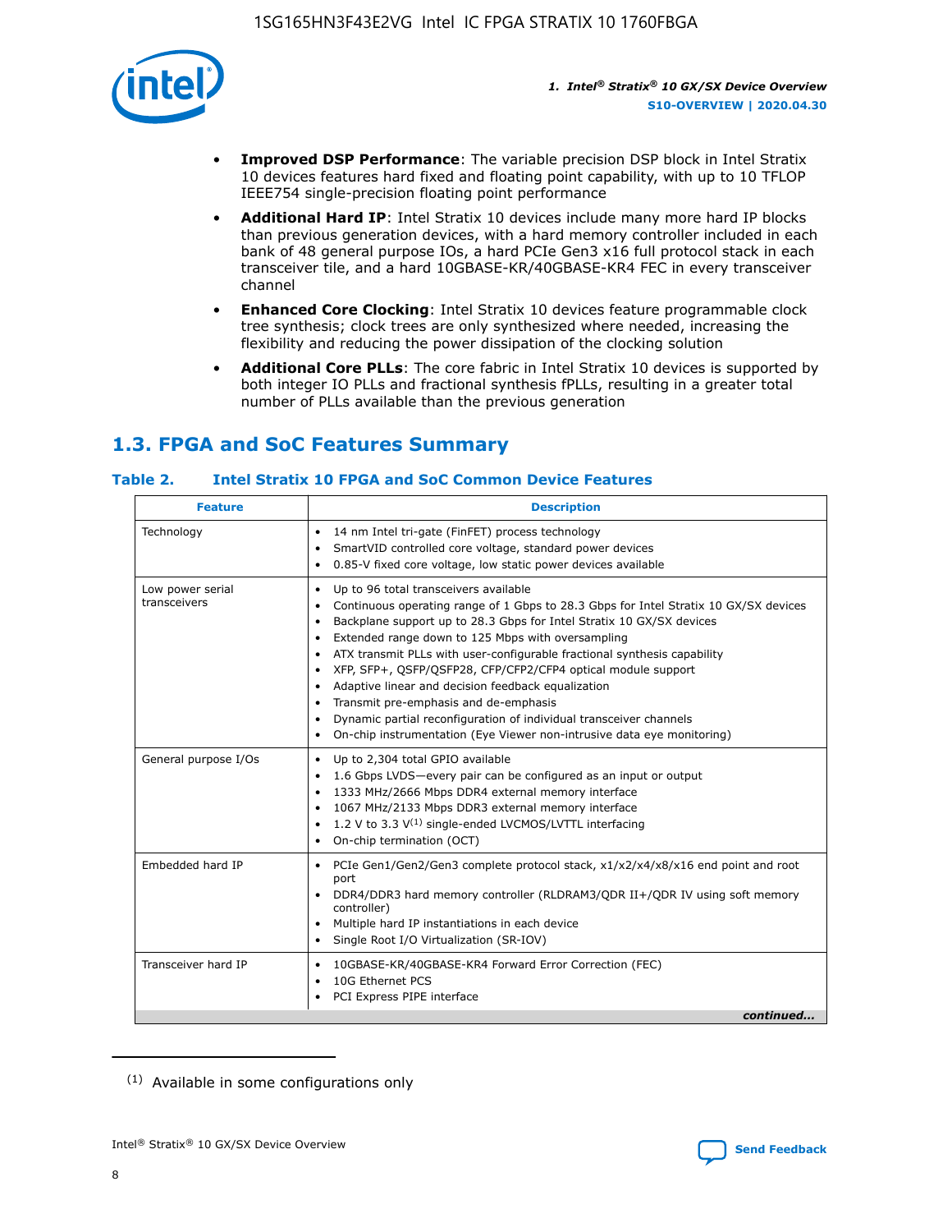- **Improved DSP Performance**: The variable precision DSP block in Intel Stratix 10 devices features hard fixed and floating point capability, with up to 10 TFLOP IEEE754 single-precision floating point performance
- **Additional Hard IP**: Intel Stratix 10 devices include many more hard IP blocks than previous generation devices, with a hard memory controller included in each bank of 48 general purpose IOs, a hard PCIe Gen3 x16 full protocol stack in each transceiver tile, and a hard 10GBASE-KR/40GBASE-KR4 FEC in every transceiver channel
- **Enhanced Core Clocking**: Intel Stratix 10 devices feature programmable clock tree synthesis; clock trees are only synthesized where needed, increasing the flexibility and reducing the power dissipation of the clocking solution
- **Additional Core PLLs**: The core fabric in Intel Stratix 10 devices is supported by both integer IO PLLs and fractional synthesis fPLLs, resulting in a greater total number of PLLs available than the previous generation

## 1.3. FPGA and SoC Features Summary

### Table 2. Intel Stratix 10 FPGA and SoC Common Device Features

| Feature | Description |
|---|---|
| Technology | • 14 nm Intel tri-gate (FinFET) process technology<br>• SmartVID controlled core voltage, standard power devices<br>• 0.85-V fixed core voltage, low static power devices available |
| Low power serial transceivers | • Up to 96 total transceivers available<br>• Continuous operating range of 1 Gbps to 28.3 Gbps for Intel Stratix 10 GX/SX devices<br>• Backplane support up to 28.3 Gbps for Intel Stratix 10 GX/SX devices<br>• Extended range down to 125 Mbps with oversampling<br>• ATX transmit PLLs with user-configurable fractional synthesis capability<br>• XFP, SFP+, QSFP/QSFP28, CFP/CFP2/CFP4 optical module support<br>• Adaptive linear and decision feedback equalization<br>• Transmit pre-emphasis and de-emphasis<br>• Dynamic partial reconfiguration of individual transceiver channels<br>• On-chip instrumentation (Eye Viewer non-intrusive data eye monitoring) |
| General purpose I/Os | • Up to 2,304 total GPIO available<br>• 1.6 Gbps LVDS—every pair can be configured as an input or output<br>• 1333 MHz/2666 Mbps DDR4 external memory interface<br>• 1067 MHz/2133 Mbps DDR3 external memory interface<br>• 1.2 V to 3.3 V[(1)] single-ended LVCMOS/LVTTL interfacing<br>• On-chip termination (OCT) |
| Embedded hard IP | • PCIe Gen1/Gen2/Gen3 complete protocol stack, x1/x2/x4/x8/x16 end point and root port<br>• DDR4/DDR3 hard memory controller (RLDRAM3/QDR II+/QDR IV using soft memory controller)<br>• Multiple hard IP instantiations in each device<br>• Single Root I/O Virtualization (SR-IOV) |
| Transceiver hard IP | • 10GBASE-KR/40GBASE-KR4 Forward Error Correction (FEC)<br>• 10G Ethernet PCS<br>• PCI Express PIPE interface |

*continued...*

(1) Available in some configurations only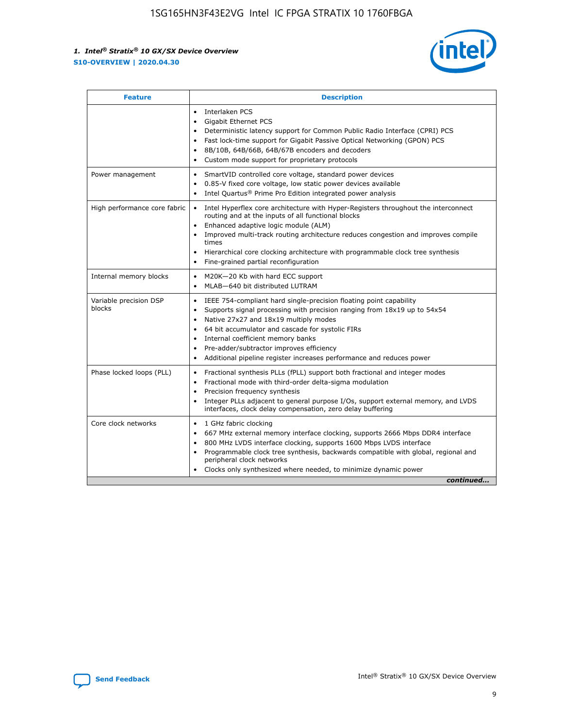| Feature | Description |
| --- | --- |
| | • Interlaken PCS<br>• Gigabit Ethernet PCS<br>• Deterministic latency support for Common Public Radio Interface (CPRI) PCS<br>• Fast lock-time support for Gigabit Passive Optical Networking (GPON) PCS<br>• 8B/10B, 64B/66B, 64B/67B encoders and decoders<br>• Custom mode support for proprietary protocols |
| Power management | • SmartVID controlled core voltage, standard power devices<br>• 0.85-V fixed core voltage, low static power devices available<br>• Intel Quartus® Prime Pro Edition integrated power analysis |
| High performance core fabric | • Intel Hyperflex core architecture with Hyper-Registers throughout the interconnect routing and at the inputs of all functional blocks<br>• Enhanced adaptive logic module (ALM)<br>• Improved multi-track routing architecture reduces congestion and improves compile times<br>• Hierarchical core clocking architecture with programmable clock tree synthesis<br>• Fine-grained partial reconfiguration |
| Internal memory blocks | • M20K—20 Kb with hard ECC support<br>• MLAB—640 bit distributed LUTRAM |
| Variable precision DSP blocks | • IEEE 754-compliant hard single-precision floating point capability<br>• Supports signal processing with precision ranging from 18x19 up to 54x54<br>• Native 27x27 and 18x19 multiply modes<br>• 64 bit accumulator and cascade for systolic FIRs<br>• Internal coefficient memory banks<br>• Pre-adder/subtractor improves efficiency<br>• Additional pipeline register increases performance and reduces power |
| Phase locked loops (PLL) | • Fractional synthesis PLLs (fPLL) support both fractional and integer modes<br>• Fractional mode with third-order delta-sigma modulation<br>• Precision frequency synthesis<br>• Integer PLLs adjacent to general purpose I/Os, support external memory, and LVDS interfaces, clock delay compensation, zero delay buffering |
| Core clock networks | • 1 GHz fabric clocking<br>• 667 MHz external memory interface clocking, supports 2666 Mbps DDR4 interface<br>• 800 MHz LVDS interface clocking, supports 1600 Mbps LVDS interface<br>• Programmable clock tree synthesis, backwards compatible with global, regional and peripheral clock networks<br>• Clocks only synthesized where needed, to minimize dynamic power |

*continued...*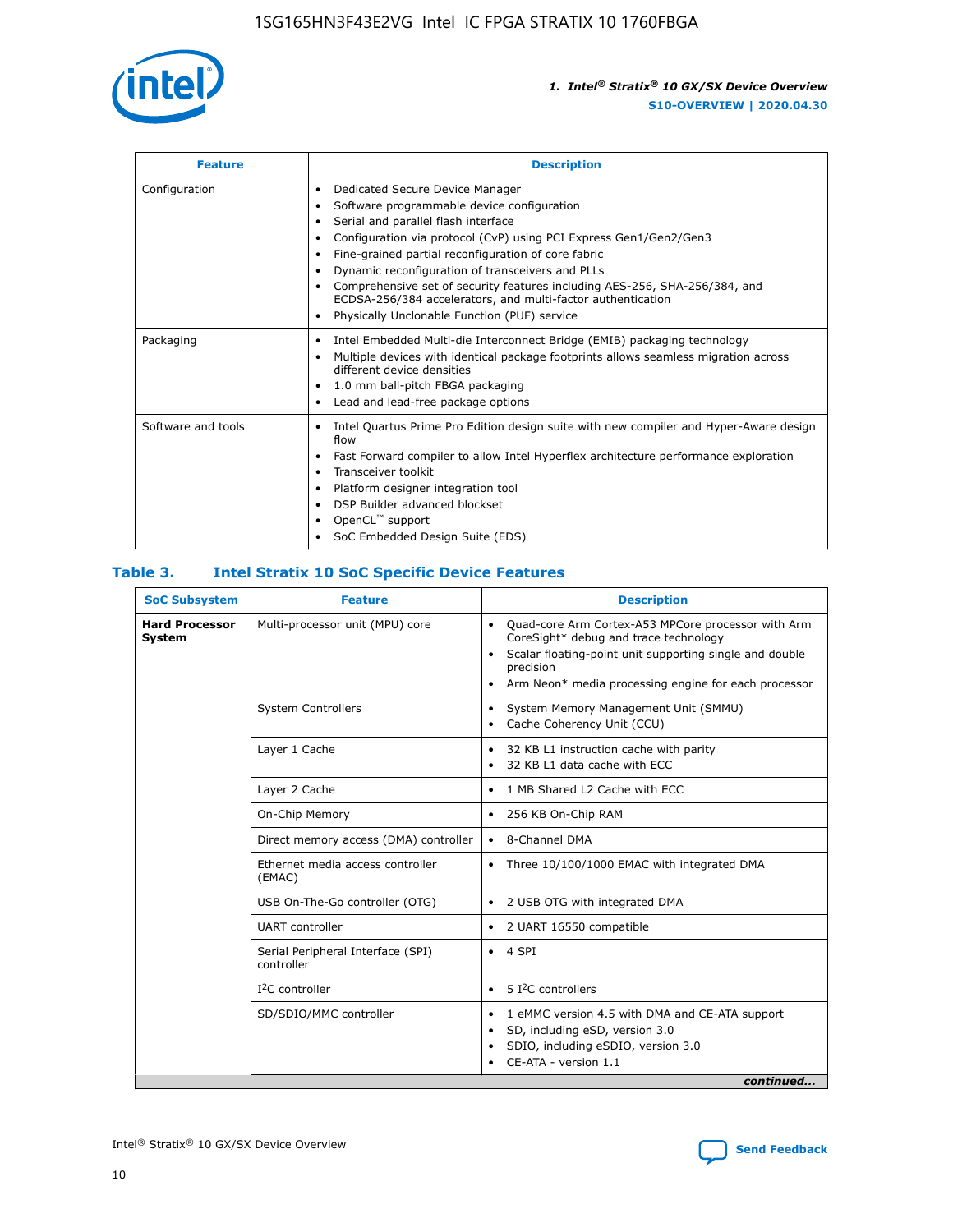| Feature | Description |
| --- | --- |
| Configuration | • Dedicated Secure Device Manager<br>• Software programmable device configuration<br>• Serial and parallel flash interface<br>• Configuration via protocol (CvP) using PCI Express Gen1/Gen2/Gen3<br>• Fine-grained partial reconfiguration of core fabric<br>• Dynamic reconfiguration of transceivers and PLLs<br>• Comprehensive set of security features including AES-256, SHA-256/384, and ECDSA-256/384 accelerators, and multi-factor authentication<br>• Physically Unclonable Function (PUF) service |
| Packaging | • Intel Embedded Multi-die Interconnect Bridge (EMIB) packaging technology<br>• Multiple devices with identical package footprints allows seamless migration across different device densities<br>• 1.0 mm ball-pitch FBGA packaging<br>• Lead and lead-free package options |
| Software and tools | • Intel Quartus Prime Pro Edition design suite with new compiler and Hyper-Aware design flow<br>• Fast Forward compiler to allow Intel Hyperflex architecture performance exploration<br>• Transceiver toolkit<br>• Platform designer integration tool<br>• DSP Builder advanced blockset<br>• OpenCL™ support<br>• SoC Embedded Design Suite (EDS) |

## Table 3. Intel Stratix 10 SoC Specific Device Features

| SoC Subsystem | Feature | Description |
| --- | --- | --- |
| **Hard Processor System** | Multi-processor unit (MPU) core | • Quad-core Arm Cortex-A53 MPCore processor with Arm CoreSight* debug and trace technology<br>• Scalar floating-point unit supporting single and double precision<br>• Arm Neon* media processing engine for each processor |
| | System Controllers | • System Memory Management Unit (SMMU)<br>• Cache Coherency Unit (CCU) |
| | Layer 1 Cache | • 32 KB L1 instruction cache with parity<br>• 32 KB L1 data cache with ECC |
| | Layer 2 Cache | • 1 MB Shared L2 Cache with ECC |
| | On-Chip Memory | • 256 KB On-Chip RAM |
| | Direct memory access (DMA) controller | • 8-Channel DMA |
| | Ethernet media access controller (EMAC) | • Three 10/100/1000 EMAC with integrated DMA |
| | USB On-The-Go controller (OTG) | • 2 USB OTG with integrated DMA |
| | UART controller | • 2 UART 16550 compatible |
| | Serial Peripheral Interface (SPI) controller | • 4 SPI |
| | I²C controller | • 5 I²C controllers |
| | SD/SDIO/MMC controller | • 1 eMMC version 4.5 with DMA and CE-ATA support<br>• SD, including eSD, version 3.0<br>• SDIO, including eSDIO, version 3.0<br>• CE-ATA - version 1.1 |

*continued...*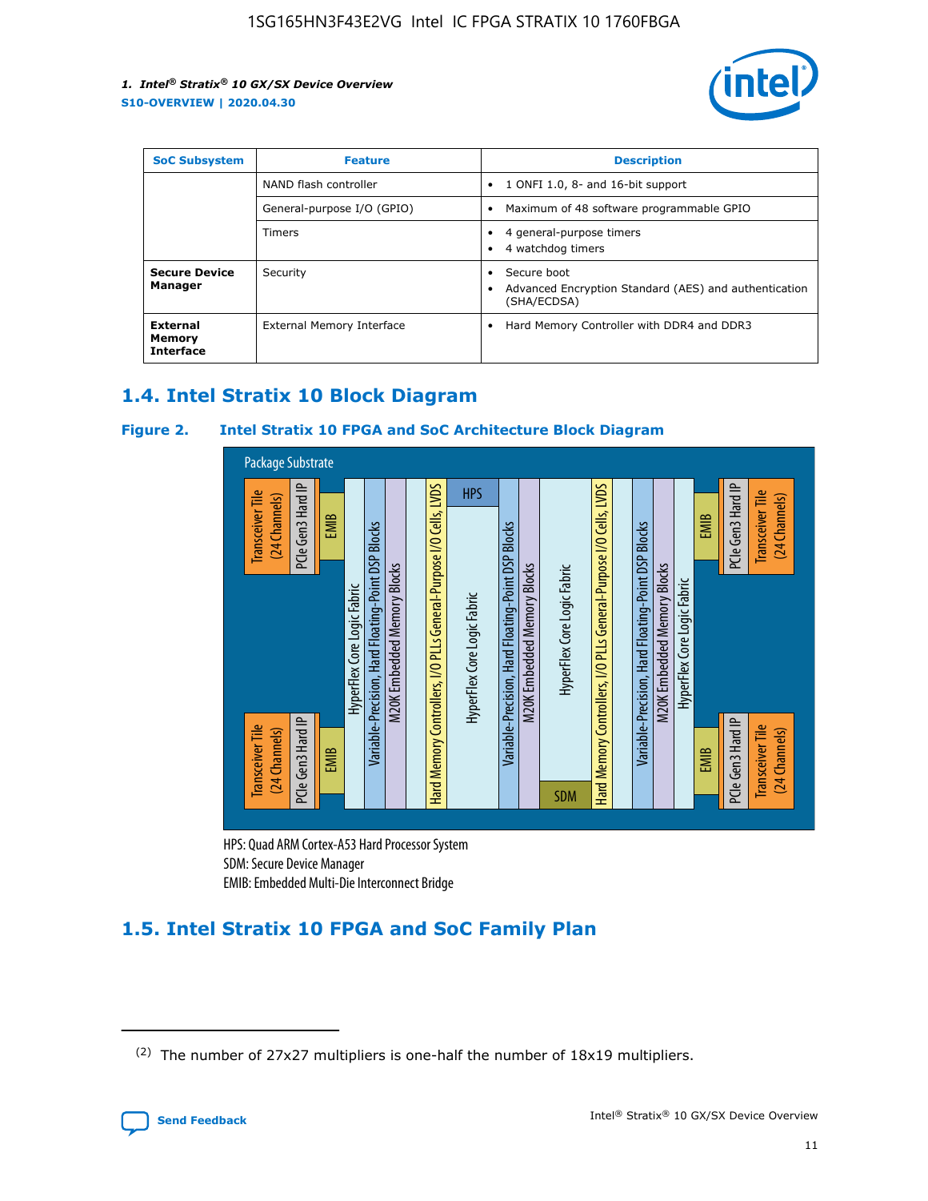| SoC Subsystem | Feature | Description |
| --- | --- | --- |
|  | NAND flash controller | • 1 ONFI 1.0, 8- and 16-bit support |
|  | General-purpose I/O (GPIO) | • Maximum of 48 software programmable GPIO |
|  | Timers | • 4 general-purpose timers<br>• 4 watchdog timers |
| **Secure Device Manager** | Security | • Secure boot<br>• Advanced Encryption Standard (AES) and authentication (SHA/ECDSA) |
| **External Memory Interface** | External Memory Interface | • Hard Memory Controller with DDR4 and DDR3 |

## 1.4. Intel Stratix 10 Block Diagram

### Figure 2. Intel Stratix 10 FPGA and SoC Architecture Block Diagram

Package Substrate

Transceiver Tile (24 Channels) | PCIe Gen3 Hard IP | EMIB | HyperFlex Core Logic Fabric | Variable-Precision, Hard Floating-Point DSP Blocks | M20K Embedded Memory Blocks | Hard Memory Controllers, I/O PLLs General-Purpose I/O Cells, LVDS | HPS | HyperFlex Core Logic Fabric | Variable-Precision, Hard Floating-Point DSP Blocks | M20K Embedded Memory Blocks | HyperFlex Core Logic Fabric | SDM | Hard Memory Controllers, I/O PLLs General-Purpose I/O Cells, LVDS | Variable-Precision, Hard Floating-Point DSP Blocks | M20K Embedded Memory Blocks | HyperFlex Core Logic Fabric | EMIB | PCIe Gen3 Hard IP | Transceiver Tile (24 Channels)

HPS: Quad ARM Cortex-A53 Hard Processor System
SDM: Secure Device Manager
EMIB: Embedded Multi-Die Interconnect Bridge

## 1.5. Intel Stratix 10 FPGA and SoC Family Plan

(2) The number of 27x27 multipliers is one-half the number of 18x19 multipliers.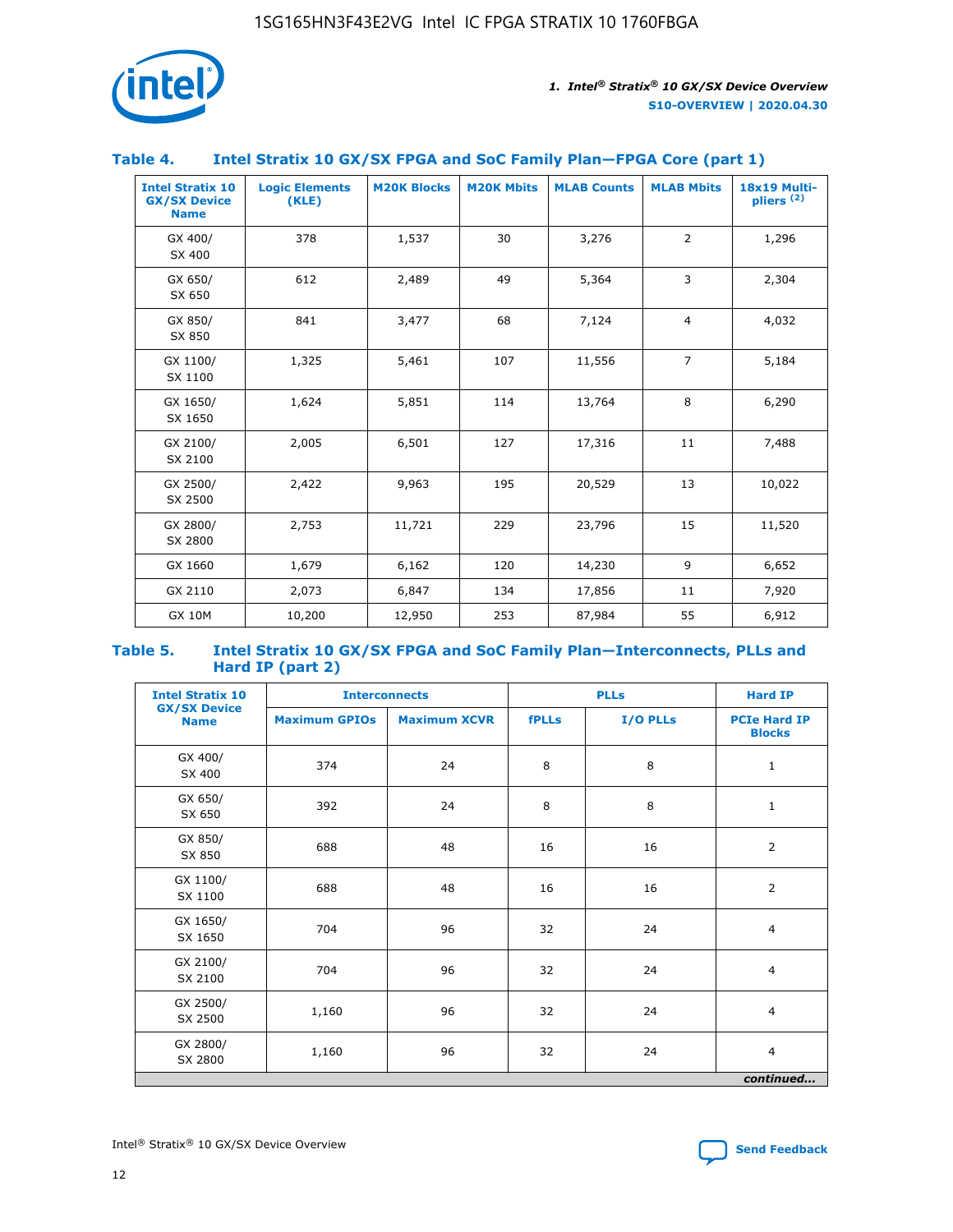### Table 4. Intel Stratix 10 GX/SX FPGA and SoC Family Plan—FPGA Core (part 1)

| Intel Stratix 10 GX/SX Device Name | Logic Elements (KLE) | M20K Blocks | M20K Mbits | MLAB Counts | MLAB Mbits | 18x19 Multipliers (2) |
|---|---|---|---|---|---|---|
| GX 400/ SX 400 | 378 | 1,537 | 30 | 3,276 | 2 | 1,296 |
| GX 650/ SX 650 | 612 | 2,489 | 49 | 5,364 | 3 | 2,304 |
| GX 850/ SX 850 | 841 | 3,477 | 68 | 7,124 | 4 | 4,032 |
| GX 1100/ SX 1100 | 1,325 | 5,461 | 107 | 11,556 | 7 | 5,184 |
| GX 1650/ SX 1650 | 1,624 | 5,851 | 114 | 13,764 | 8 | 6,290 |
| GX 2100/ SX 2100 | 2,005 | 6,501 | 127 | 17,316 | 11 | 7,488 |
| GX 2500/ SX 2500 | 2,422 | 9,963 | 195 | 20,529 | 13 | 10,022 |
| GX 2800/ SX 2800 | 2,753 | 11,721 | 229 | 23,796 | 15 | 11,520 |
| GX 1660 | 1,679 | 6,162 | 120 | 14,230 | 9 | 6,652 |
| GX 2110 | 2,073 | 6,847 | 134 | 17,856 | 11 | 7,920 |
| GX 10M | 10,200 | 12,950 | 253 | 87,984 | 55 | 6,912 |

### Table 5. Intel Stratix 10 GX/SX FPGA and SoC Family Plan—Interconnects, PLLs and Hard IP (part 2)

| Intel Stratix 10 GX/SX Device Name | Interconnects | | PLLs | | Hard IP |
|---|---|---|---|---|---|
| | Maximum GPIOs | Maximum XCVR | fPLLs | I/O PLLs | PCIe Hard IP Blocks |
| GX 400/ SX 400 | 374 | 24 | 8 | 8 | 1 |
| GX 650/ SX 650 | 392 | 24 | 8 | 8 | 1 |
| GX 850/ SX 850 | 688 | 48 | 16 | 16 | 2 |
| GX 1100/ SX 1100 | 688 | 48 | 16 | 16 | 2 |
| GX 1650/ SX 1650 | 704 | 96 | 32 | 24 | 4 |
| GX 2100/ SX 2100 | 704 | 96 | 32 | 24 | 4 |
| GX 2500/ SX 2500 | 1,160 | 96 | 32 | 24 | 4 |
| GX 2800/ SX 2800 | 1,160 | 96 | 32 | 24 | 4 |

*continued...*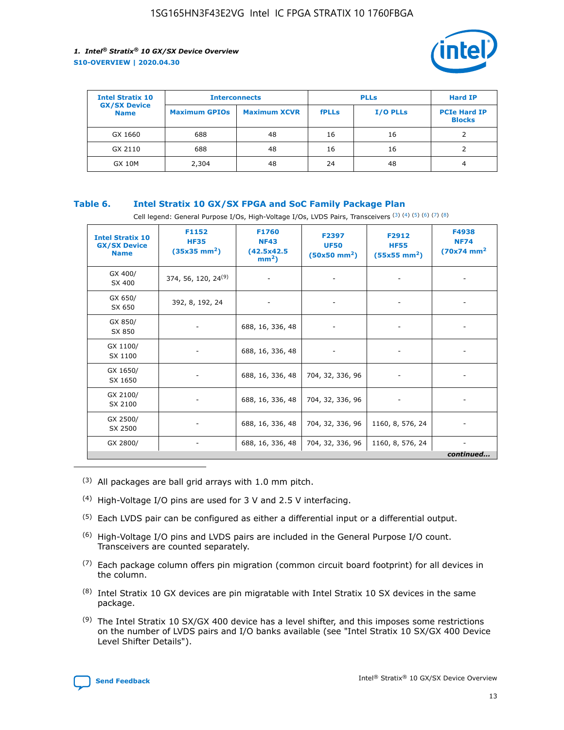| Intel Stratix 10 GX/SX Device Name | Interconnects | | PLLs | | Hard IP |
|---|---|---|---|---|---|
| | Maximum GPIOs | Maximum XCVR | fPLLs | I/O PLLs | PCIe Hard IP Blocks |
| GX 1660 | 688 | 48 | 16 | 16 | 2 |
| GX 2110 | 688 | 48 | 16 | 16 | 2 |
| GX 10M | 2,304 | 48 | 24 | 48 | 4 |

**Table 6. Intel Stratix 10 GX/SX FPGA and SoC Family Package Plan**

Cell legend: General Purpose I/Os, High-Voltage I/Os, LVDS Pairs, Transceivers (3) (4) (5) (6) (7) (8)

| Intel Stratix 10 GX/SX Device Name | F1152 HF35 (35x35 mm²) | F1760 NF43 (42.5x42.5 mm²) | F2397 UF50 (50x50 mm²) | F2912 HF55 (55x55 mm²) | F4938 NF74 (70x74 mm² |
|---|---|---|---|---|---|
| GX 400/ SX 400 | 374, 56, 120, 24(9) | - | - | - | - |
| GX 650/ SX 650 | 392, 8, 192, 24 | - | - | - | - |
| GX 850/ SX 850 | - | 688, 16, 336, 48 | - | - | - |
| GX 1100/ SX 1100 | - | 688, 16, 336, 48 | - | - | - |
| GX 1650/ SX 1650 | - | 688, 16, 336, 48 | 704, 32, 336, 96 | - | - |
| GX 2100/ SX 2100 | - | 688, 16, 336, 48 | 704, 32, 336, 96 | - | - |
| GX 2500/ SX 2500 | - | 688, 16, 336, 48 | 704, 32, 336, 96 | 1160, 8, 576, 24 | - |
| GX 2800/ | - | 688, 16, 336, 48 | 704, 32, 336, 96 | 1160, 8, 576, 24 | - |

*continued...*

(3) All packages are ball grid arrays with 1.0 mm pitch.

(4) High-Voltage I/O pins are used for 3 V and 2.5 V interfacing.

(5) Each LVDS pair can be configured as either a differential input or a differential output.

(6) High-Voltage I/O pins and LVDS pairs are included in the General Purpose I/O count. Transceivers are counted separately.

(7) Each package column offers pin migration (common circuit board footprint) for all devices in the column.

(8) Intel Stratix 10 GX devices are pin migratable with Intel Stratix 10 SX devices in the same package.

(9) The Intel Stratix 10 SX/GX 400 device has a level shifter, and this imposes some restrictions on the number of LVDS pairs and I/O banks available (see "Intel Stratix 10 SX/GX 400 Device Level Shifter Details").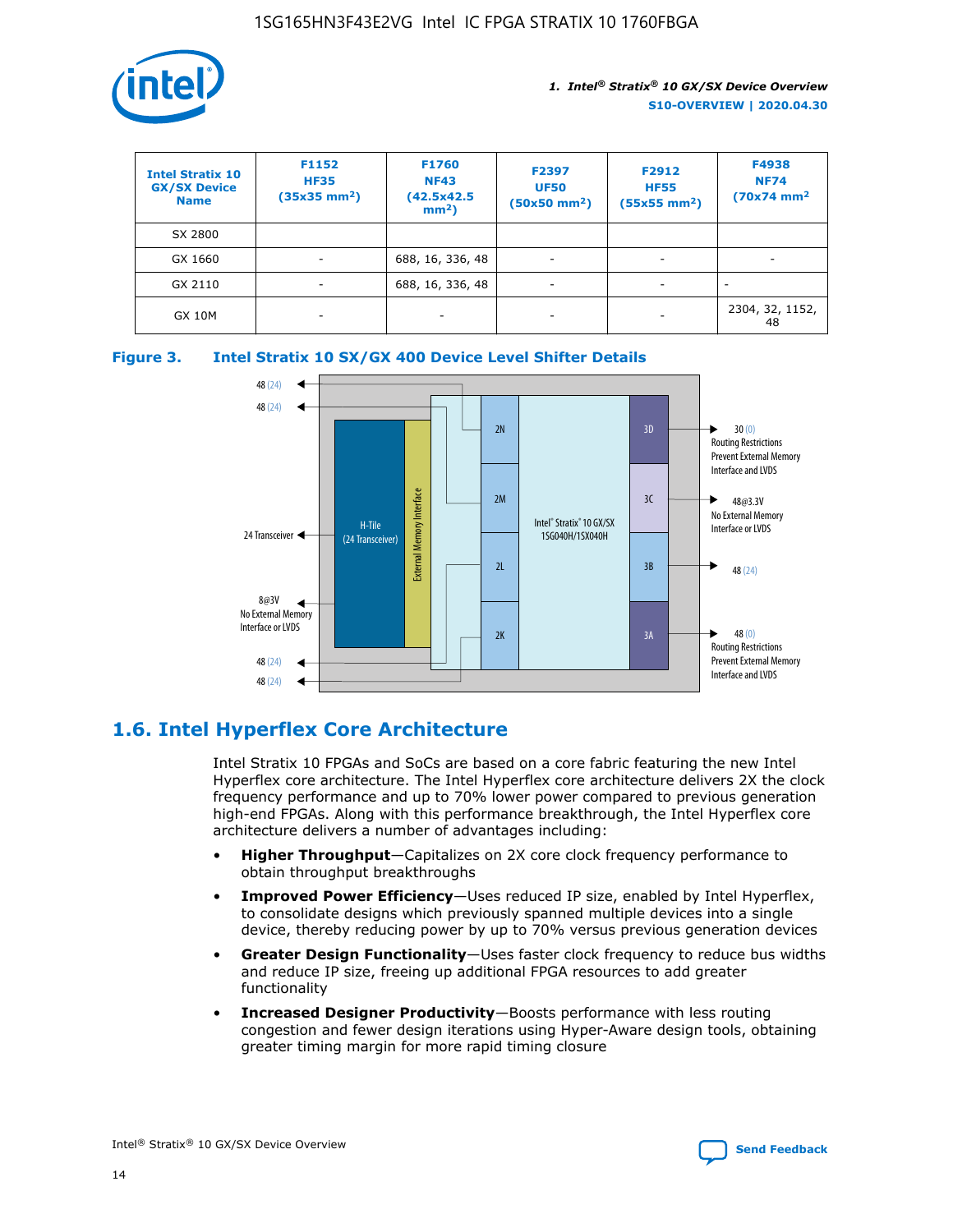| Intel Stratix 10 GX/SX Device Name | F1152 HF35 (35x35 mm$^2$) | F1760 NF43 (42.5x42.5 mm$^2$) | F2397 UF50 (50x50 mm$^2$) | F2912 HF55 (55x55 mm$^2$) | F4938 NF74 (70x74 mm$^2$ |
|---|---|---|---|---|---|
| SX 2800 | | | | | |
| GX 1660 | - | 688, 16, 336, 48 | - | - | - |
| GX 2110 | - | 688, 16, 336, 48 | - | - | - |
| GX 10M | - | - | - | - | 2304, 32, 1152, 48 |

**Figure 3. Intel Stratix 10 SX/GX 400 Device Level Shifter Details**

48 (24)
48 (24)
24 Transceiver
8@3V No External Memory Interface or LVDS
48 (24)
48 (24)
H-Tile (24 Transceiver)
External Memory Interface
2N
2M
2L
2K
Intel® Stratix® 10 GX/SX 1SG040H/1SX040H
3D
3C
3B
3A
30 (0) Routing Restrictions Prevent External Memory Interface and LVDS
48@3.3V No External Memory Interface or LVDS
48 (24)
48 (0) Routing Restrictions Prevent External Memory Interface and LVDS

## 1.6. Intel Hyperflex Core Architecture

Intel Stratix 10 FPGAs and SoCs are based on a core fabric featuring the new Intel Hyperflex core architecture. The Intel Hyperflex core architecture delivers 2X the clock frequency performance and up to 70% lower power compared to previous generation high-end FPGAs. Along with this performance breakthrough, the Intel Hyperflex core architecture delivers a number of advantages including:

- **Higher Throughput**—Capitalizes on 2X core clock frequency performance to obtain throughput breakthroughs
- **Improved Power Efficiency**—Uses reduced IP size, enabled by Intel Hyperflex, to consolidate designs which previously spanned multiple devices into a single device, thereby reducing power by up to 70% versus previous generation devices
- **Greater Design Functionality**—Uses faster clock frequency to reduce bus widths and reduce IP size, freeing up additional FPGA resources to add greater functionality
- **Increased Designer Productivity**—Boosts performance with less routing congestion and fewer design iterations using Hyper-Aware design tools, obtaining greater timing margin for more rapid timing closure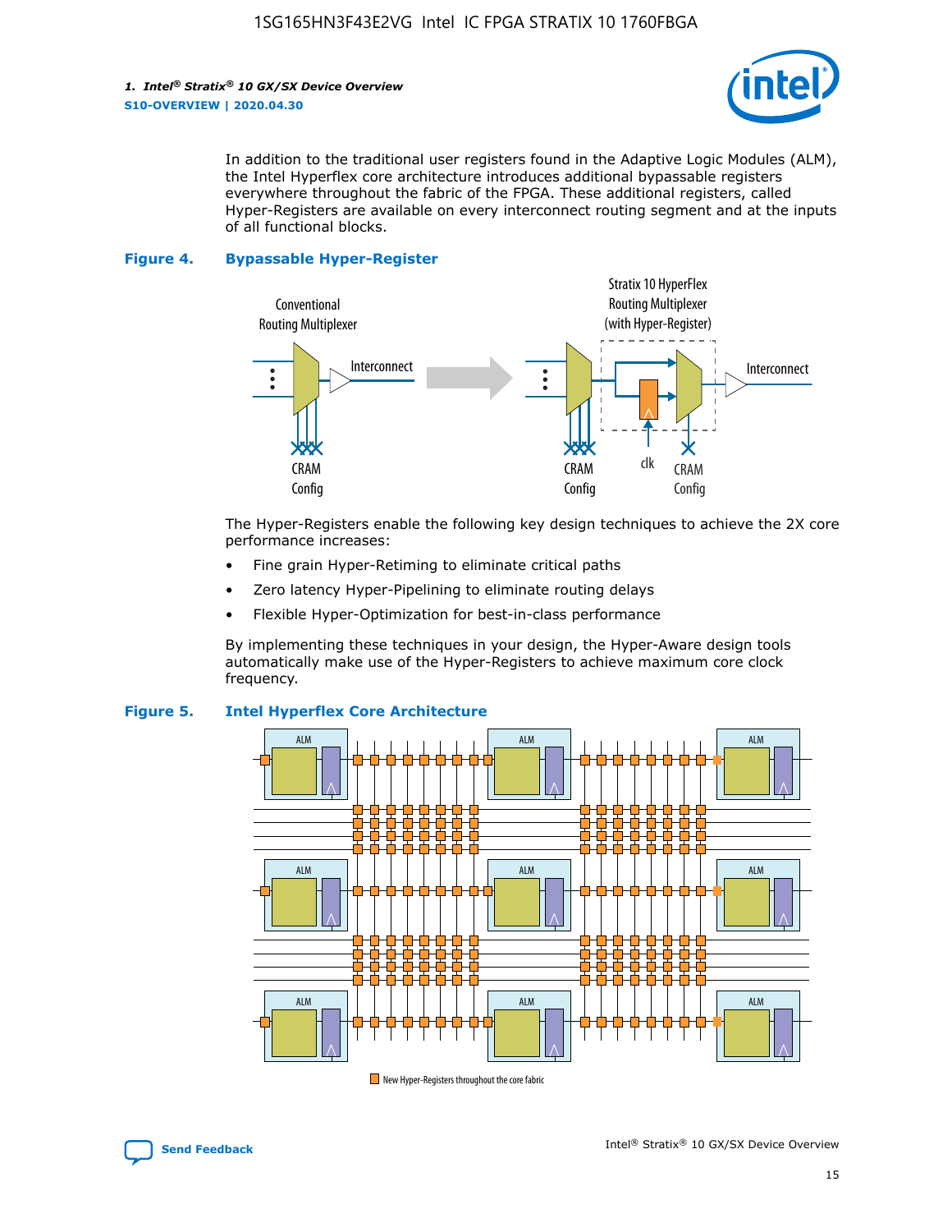In addition to the traditional user registers found in the Adaptive Logic Modules (ALM), the Intel Hyperflex core architecture introduces additional bypassable registers everywhere throughout the fabric of the FPGA. These additional registers, called Hyper-Registers are available on every interconnect routing segment and at the inputs of all functional blocks.

**Figure 4. Bypassable Hyper-Register**

Conventional Routing Multiplexer — Interconnect — CRAM Config

Stratix 10 HyperFlex Routing Multiplexer (with Hyper-Register) — Interconnect — CRAM Config — clk — CRAM Config

The Hyper-Registers enable the following key design techniques to achieve the 2X core performance increases:

- Fine grain Hyper-Retiming to eliminate critical paths
- Zero latency Hyper-Pipelining to eliminate routing delays
- Flexible Hyper-Optimization for best-in-class performance

By implementing these techniques in your design, the Hyper-Aware design tools automatically make use of the Hyper-Registers to achieve maximum core clock frequency.

**Figure 5. Intel Hyperflex Core Architecture**

New Hyper-Registers throughout the core fabric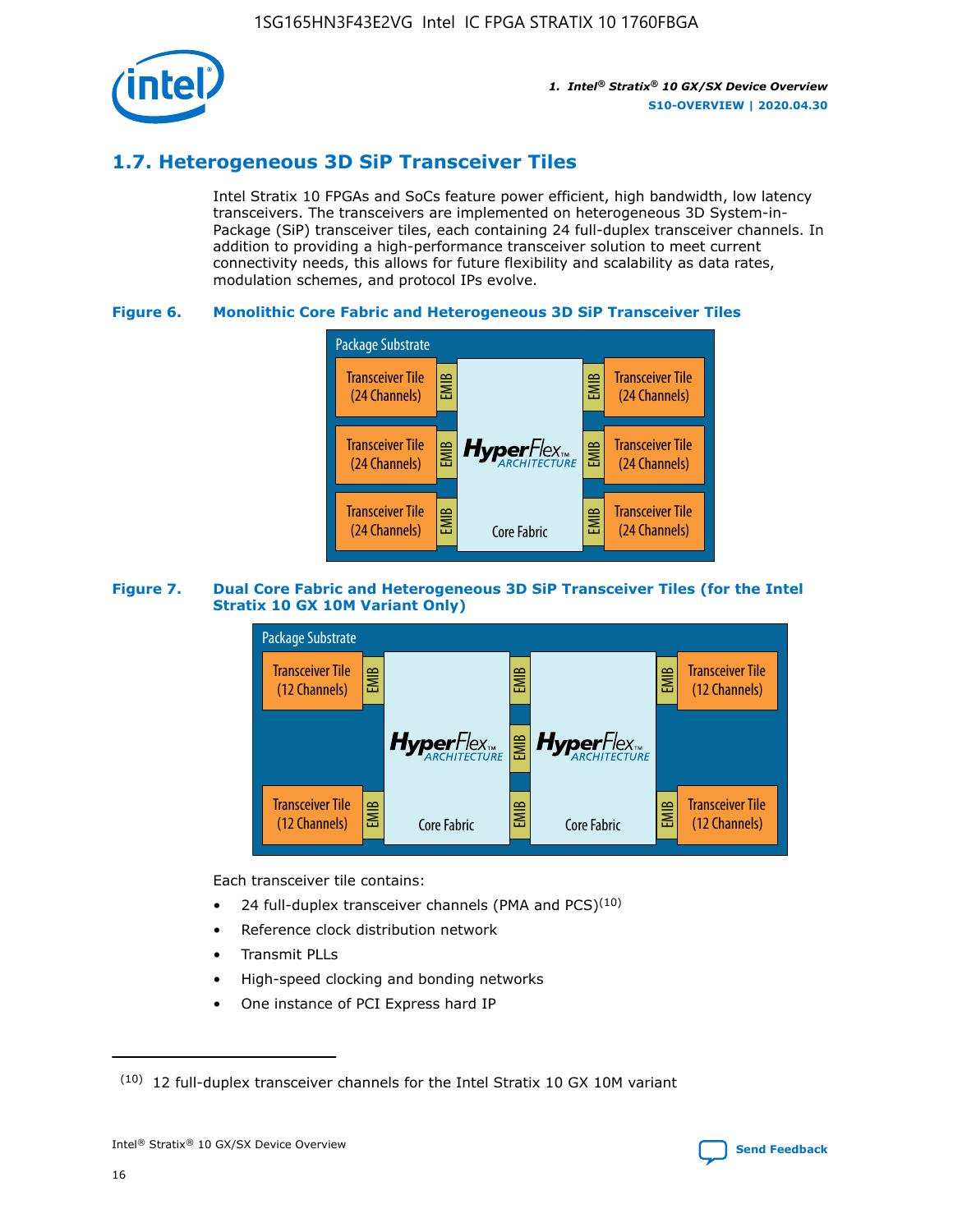## 1.7. Heterogeneous 3D SiP Transceiver Tiles

Intel Stratix 10 FPGAs and SoCs feature power efficient, high bandwidth, low latency transceivers. The transceivers are implemented on heterogeneous 3D System-in-Package (SiP) transceiver tiles, each containing 24 full-duplex transceiver channels. In addition to providing a high-performance transceiver solution to meet current connectivity needs, this allows for future flexibility and scalability as data rates, modulation schemes, and protocol IPs evolve.

**Figure 6. Monolithic Core Fabric and Heterogeneous 3D SiP Transceiver Tiles**

Package Substrate

Transceiver Tile (24 Channels) | EMIB | HyperFlex ARCHITECTURE Core Fabric | EMIB | Transceiver Tile (24 Channels)

Transceiver Tile (24 Channels) | EMIB | | EMIB | Transceiver Tile (24 Channels)

Transceiver Tile (24 Channels) | EMIB | | EMIB | Transceiver Tile (24 Channels)

**Figure 7. Dual Core Fabric and Heterogeneous 3D SiP Transceiver Tiles (for the Intel Stratix 10 GX 10M Variant Only)**

Package Substrate

Transceiver Tile (12 Channels) | EMIB | HyperFlex ARCHITECTURE Core Fabric | EMIB | HyperFlex ARCHITECTURE Core Fabric | EMIB | Transceiver Tile (12 Channels)

Transceiver Tile (12 Channels) | EMIB | | EMIB | | EMIB | Transceiver Tile (12 Channels)

Each transceiver tile contains:

- 24 full-duplex transceiver channels (PMA and PCS)[10]
- Reference clock distribution network
- Transmit PLLs
- High-speed clocking and bonding networks
- One instance of PCI Express hard IP

---

[10] 12 full-duplex transceiver channels for the Intel Stratix 10 GX 10M variant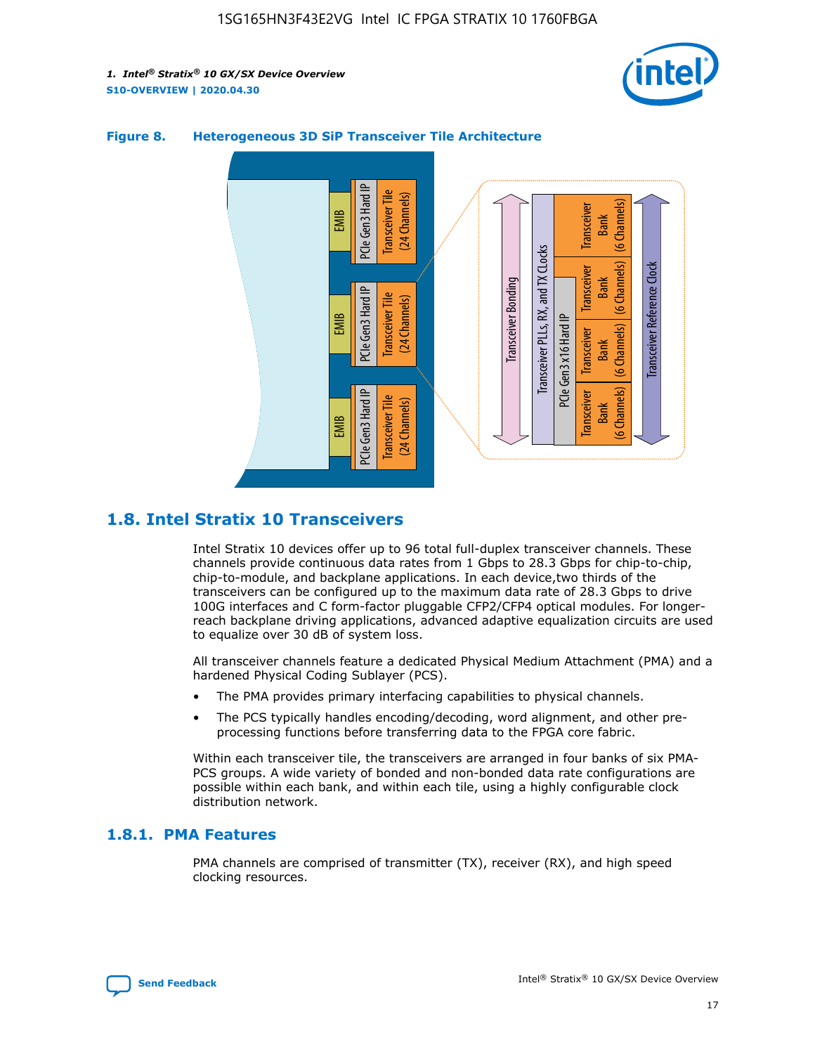**Figure 8. Heterogeneous 3D SiP Transceiver Tile Architecture**

## 1.8. Intel Stratix 10 Transceivers

Intel Stratix 10 devices offer up to 96 total full-duplex transceiver channels. These channels provide continuous data rates from 1 Gbps to 28.3 Gbps for chip-to-chip, chip-to-module, and backplane applications. In each device,two thirds of the transceivers can be configured up to the maximum data rate of 28.3 Gbps to drive 100G interfaces and C form-factor pluggable CFP2/CFP4 optical modules. For longer-reach backplane driving applications, advanced adaptive equalization circuits are used to equalize over 30 dB of system loss.

All transceiver channels feature a dedicated Physical Medium Attachment (PMA) and a hardened Physical Coding Sublayer (PCS).

- The PMA provides primary interfacing capabilities to physical channels.
- The PCS typically handles encoding/decoding, word alignment, and other pre-processing functions before transferring data to the FPGA core fabric.

Within each transceiver tile, the transceivers are arranged in four banks of six PMA-PCS groups. A wide variety of bonded and non-bonded data rate configurations are possible within each bank, and within each tile, using a highly configurable clock distribution network.

### 1.8.1. PMA Features

PMA channels are comprised of transmitter (TX), receiver (RX), and high speed clocking resources.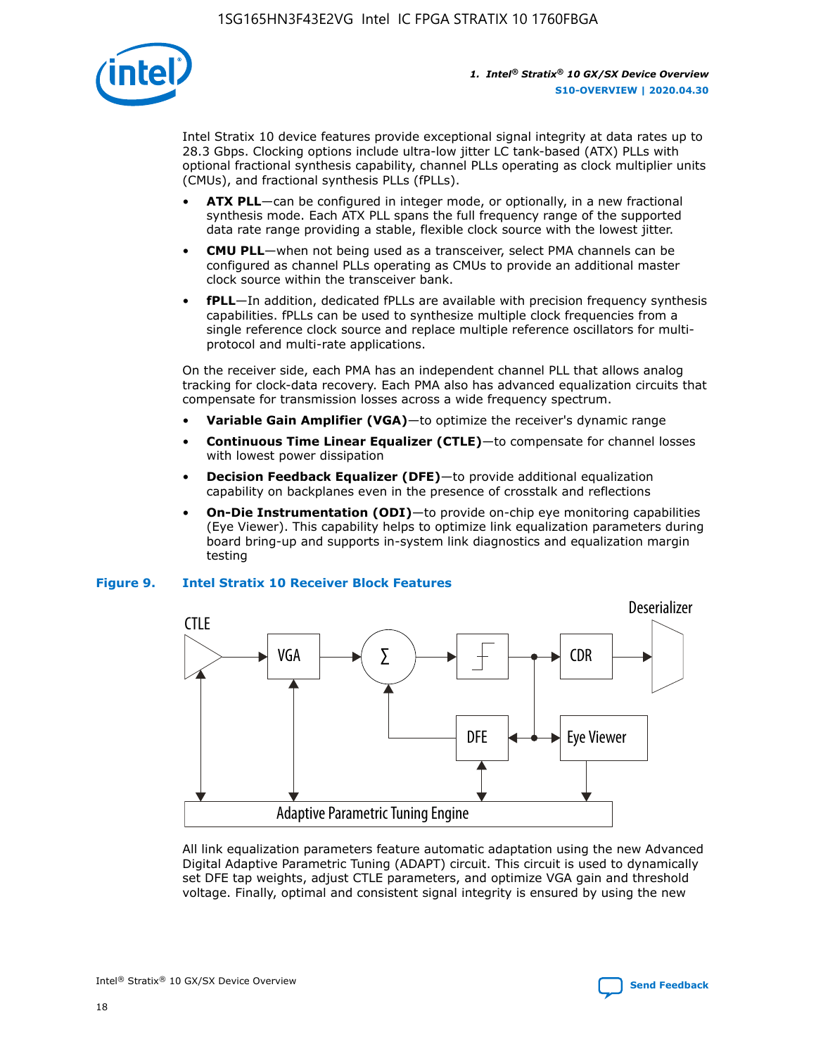Intel Stratix 10 device features provide exceptional signal integrity at data rates up to 28.3 Gbps. Clocking options include ultra-low jitter LC tank-based (ATX) PLLs with optional fractional synthesis capability, channel PLLs operating as clock multiplier units (CMUs), and fractional synthesis PLLs (fPLLs).

- **ATX PLL**—can be configured in integer mode, or optionally, in a new fractional synthesis mode. Each ATX PLL spans the full frequency range of the supported data rate range providing a stable, flexible clock source with the lowest jitter.
- **CMU PLL**—when not being used as a transceiver, select PMA channels can be configured as channel PLLs operating as CMUs to provide an additional master clock source within the transceiver bank.
- **fPLL**—In addition, dedicated fPLLs are available with precision frequency synthesis capabilities. fPLLs can be used to synthesize multiple clock frequencies from a single reference clock source and replace multiple reference oscillators for multi-protocol and multi-rate applications.

On the receiver side, each PMA has an independent channel PLL that allows analog tracking for clock-data recovery. Each PMA also has advanced equalization circuits that compensate for transmission losses across a wide frequency spectrum.

- **Variable Gain Amplifier (VGA)**—to optimize the receiver's dynamic range
- **Continuous Time Linear Equalizer (CTLE)**—to compensate for channel losses with lowest power dissipation
- **Decision Feedback Equalizer (DFE)**—to provide additional equalization capability on backplanes even in the presence of crosstalk and reflections
- **On-Die Instrumentation (ODI)**—to provide on-chip eye monitoring capabilities (Eye Viewer). This capability helps to optimize link equalization parameters during board bring-up and supports in-system link diagnostics and equalization margin testing

**Figure 9. Intel Stratix 10 Receiver Block Features**

All link equalization parameters feature automatic adaptation using the new Advanced Digital Adaptive Parametric Tuning (ADAPT) circuit. This circuit is used to dynamically set DFE tap weights, adjust CTLE parameters, and optimize VGA gain and threshold voltage. Finally, optimal and consistent signal integrity is ensured by using the new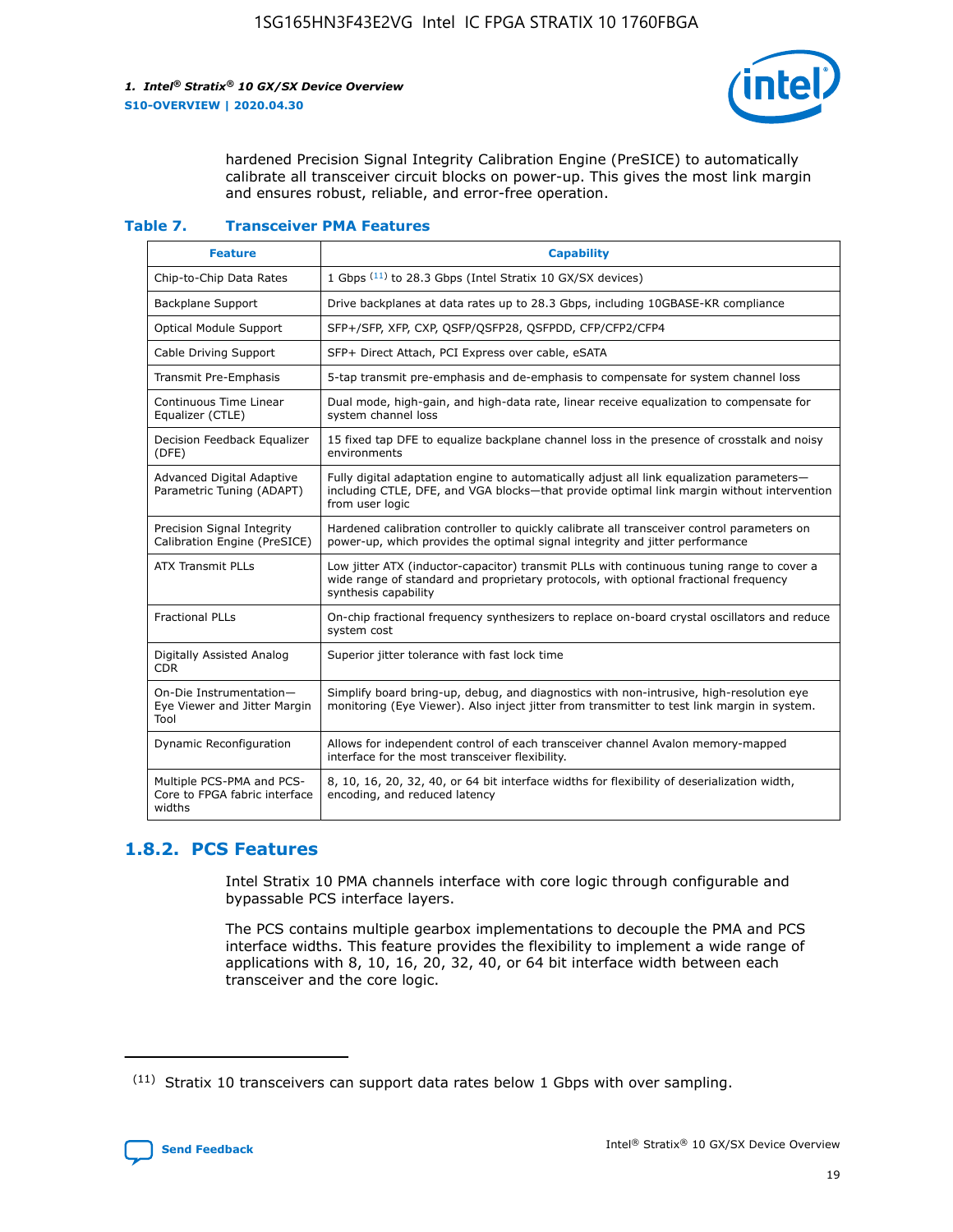hardened Precision Signal Integrity Calibration Engine (PreSICE) to automatically calibrate all transceiver circuit blocks on power-up. This gives the most link margin and ensures robust, reliable, and error-free operation.

**Table 7. Transceiver PMA Features**

| Feature | Capability |
| --- | --- |
| Chip-to-Chip Data Rates | 1 Gbps [11] to 28.3 Gbps (Intel Stratix 10 GX/SX devices) |
| Backplane Support | Drive backplanes at data rates up to 28.3 Gbps, including 10GBASE-KR compliance |
| Optical Module Support | SFP+/SFP, XFP, CXP, QSFP/QSFP28, QSFPDD, CFP/CFP2/CFP4 |
| Cable Driving Support | SFP+ Direct Attach, PCI Express over cable, eSATA |
| Transmit Pre-Emphasis | 5-tap transmit pre-emphasis and de-emphasis to compensate for system channel loss |
| Continuous Time Linear Equalizer (CTLE) | Dual mode, high-gain, and high-data rate, linear receive equalization to compensate for system channel loss |
| Decision Feedback Equalizer (DFE) | 15 fixed tap DFE to equalize backplane channel loss in the presence of crosstalk and noisy environments |
| Advanced Digital Adaptive Parametric Tuning (ADAPT) | Fully digital adaptation engine to automatically adjust all link equalization parameters—including CTLE, DFE, and VGA blocks—that provide optimal link margin without intervention from user logic |
| Precision Signal Integrity Calibration Engine (PreSICE) | Hardened calibration controller to quickly calibrate all transceiver control parameters on power-up, which provides the optimal signal integrity and jitter performance |
| ATX Transmit PLLs | Low jitter ATX (inductor-capacitor) transmit PLLs with continuous tuning range to cover a wide range of standard and proprietary protocols, with optional fractional frequency synthesis capability |
| Fractional PLLs | On-chip fractional frequency synthesizers to replace on-board crystal oscillators and reduce system cost |
| Digitally Assisted Analog CDR | Superior jitter tolerance with fast lock time |
| On-Die Instrumentation—Eye Viewer and Jitter Margin Tool | Simplify board bring-up, debug, and diagnostics with non-intrusive, high-resolution eye monitoring (Eye Viewer). Also inject jitter from transmitter to test link margin in system. |
| Dynamic Reconfiguration | Allows for independent control of each transceiver channel Avalon memory-mapped interface for the most transceiver flexibility. |
| Multiple PCS-PMA and PCS-Core to FPGA fabric interface widths | 8, 10, 16, 20, 32, 40, or 64 bit interface widths for flexibility of deserialization width, encoding, and reduced latency |

### 1.8.2. PCS Features

Intel Stratix 10 PMA channels interface with core logic through configurable and bypassable PCS interface layers.

The PCS contains multiple gearbox implementations to decouple the PMA and PCS interface widths. This feature provides the flexibility to implement a wide range of applications with 8, 10, 16, 20, 32, 40, or 64 bit interface width between each transceiver and the core logic.

[11] Stratix 10 transceivers can support data rates below 1 Gbps with over sampling.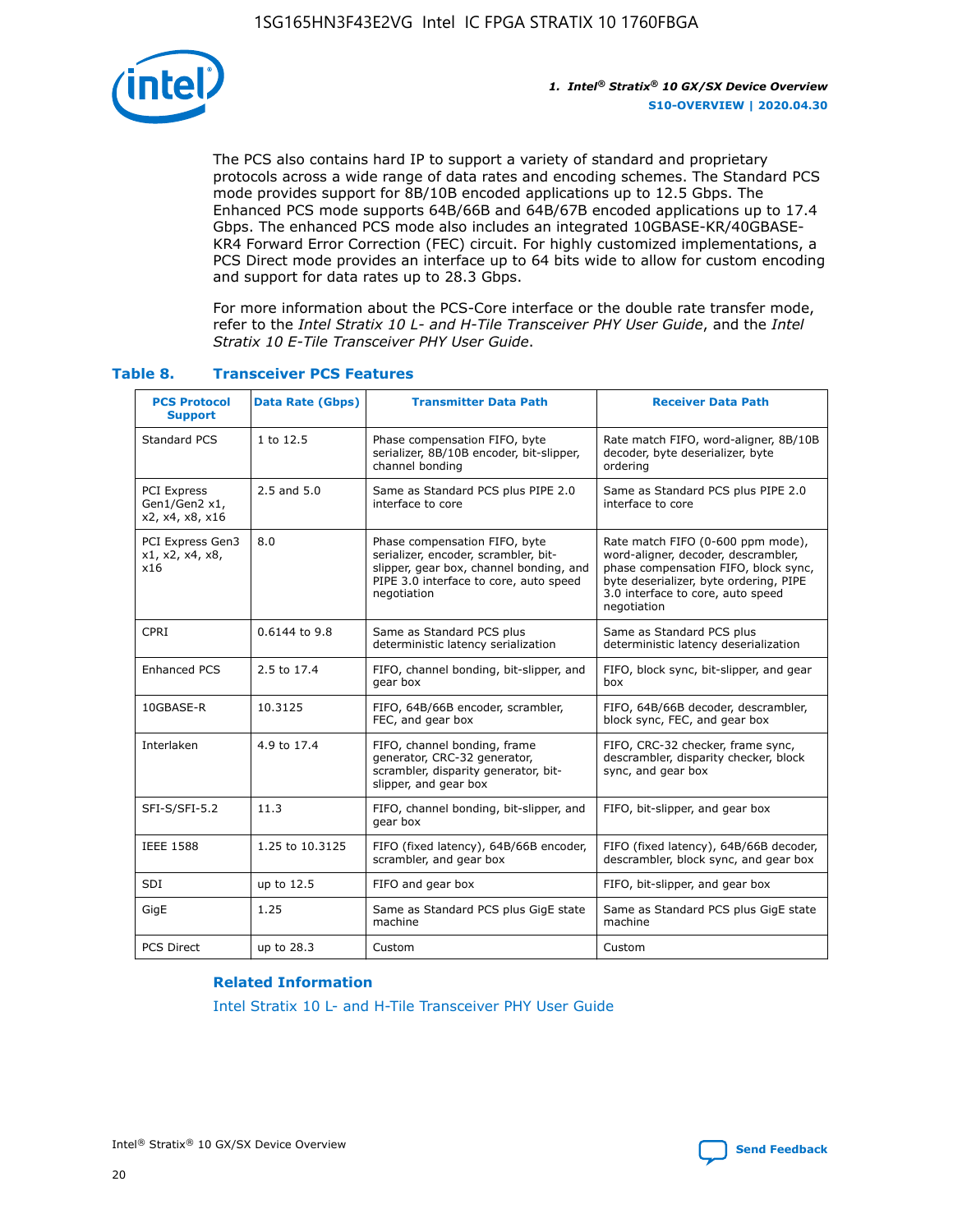The PCS also contains hard IP to support a variety of standard and proprietary protocols across a wide range of data rates and encoding schemes. The Standard PCS mode provides support for 8B/10B encoded applications up to 12.5 Gbps. The Enhanced PCS mode supports 64B/66B and 64B/67B encoded applications up to 17.4 Gbps. The enhanced PCS mode also includes an integrated 10GBASE-KR/40GBASE-KR4 Forward Error Correction (FEC) circuit. For highly customized implementations, a PCS Direct mode provides an interface up to 64 bits wide to allow for custom encoding and support for data rates up to 28.3 Gbps.

For more information about the PCS-Core interface or the double rate transfer mode, refer to the *Intel Stratix 10 L- and H-Tile Transceiver PHY User Guide*, and the *Intel Stratix 10 E-Tile Transceiver PHY User Guide*.

### Table 8. Transceiver PCS Features

| PCS Protocol Support | Data Rate (Gbps) | Transmitter Data Path | Receiver Data Path |
|---|---|---|---|
| Standard PCS | 1 to 12.5 | Phase compensation FIFO, byte serializer, 8B/10B encoder, bit-slipper, channel bonding | Rate match FIFO, word-aligner, 8B/10B decoder, byte deserializer, byte ordering |
| PCI Express Gen1/Gen2 x1, x2, x4, x8, x16 | 2.5 and 5.0 | Same as Standard PCS plus PIPE 2.0 interface to core | Same as Standard PCS plus PIPE 2.0 interface to core |
| PCI Express Gen3 x1, x2, x4, x8, x16 | 8.0 | Phase compensation FIFO, byte serializer, encoder, scrambler, bit-slipper, gear box, channel bonding, and PIPE 3.0 interface to core, auto speed negotiation | Rate match FIFO (0-600 ppm mode), word-aligner, decoder, descrambler, phase compensation FIFO, block sync, byte deserializer, byte ordering, PIPE 3.0 interface to core, auto speed negotiation |
| CPRI | 0.6144 to 9.8 | Same as Standard PCS plus deterministic latency serialization | Same as Standard PCS plus deterministic latency deserialization |
| Enhanced PCS | 2.5 to 17.4 | FIFO, channel bonding, bit-slipper, and gear box | FIFO, block sync, bit-slipper, and gear box |
| 10GBASE-R | 10.3125 | FIFO, 64B/66B encoder, scrambler, FEC, and gear box | FIFO, 64B/66B decoder, descrambler, block sync, FEC, and gear box |
| Interlaken | 4.9 to 17.4 | FIFO, channel bonding, frame generator, CRC-32 generator, scrambler, disparity generator, bit-slipper, and gear box | FIFO, CRC-32 checker, frame sync, descrambler, disparity checker, block sync, and gear box |
| SFI-S/SFI-5.2 | 11.3 | FIFO, channel bonding, bit-slipper, and gear box | FIFO, bit-slipper, and gear box |
| IEEE 1588 | 1.25 to 10.3125 | FIFO (fixed latency), 64B/66B encoder, scrambler, and gear box | FIFO (fixed latency), 64B/66B decoder, descrambler, block sync, and gear box |
| SDI | up to 12.5 | FIFO and gear box | FIFO, bit-slipper, and gear box |
| GigE | 1.25 | Same as Standard PCS plus GigE state machine | Same as Standard PCS plus GigE state machine |
| PCS Direct | up to 28.3 | Custom | Custom |

#### Related Information

Intel Stratix 10 L- and H-Tile Transceiver PHY User Guide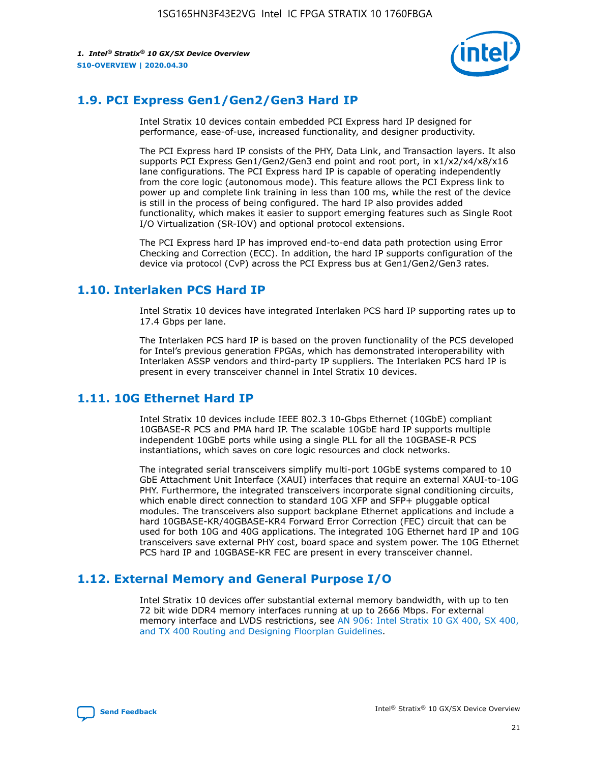## 1.9. PCI Express Gen1/Gen2/Gen3 Hard IP

Intel Stratix 10 devices contain embedded PCI Express hard IP designed for performance, ease-of-use, increased functionality, and designer productivity.

The PCI Express hard IP consists of the PHY, Data Link, and Transaction layers. It also supports PCI Express Gen1/Gen2/Gen3 end point and root port, in x1/x2/x4/x8/x16 lane configurations. The PCI Express hard IP is capable of operating independently from the core logic (autonomous mode). This feature allows the PCI Express link to power up and complete link training in less than 100 ms, while the rest of the device is still in the process of being configured. The hard IP also provides added functionality, which makes it easier to support emerging features such as Single Root I/O Virtualization (SR-IOV) and optional protocol extensions.

The PCI Express hard IP has improved end-to-end data path protection using Error Checking and Correction (ECC). In addition, the hard IP supports configuration of the device via protocol (CvP) across the PCI Express bus at Gen1/Gen2/Gen3 rates.

## 1.10. Interlaken PCS Hard IP

Intel Stratix 10 devices have integrated Interlaken PCS hard IP supporting rates up to 17.4 Gbps per lane.

The Interlaken PCS hard IP is based on the proven functionality of the PCS developed for Intel's previous generation FPGAs, which has demonstrated interoperability with Interlaken ASSP vendors and third-party IP suppliers. The Interlaken PCS hard IP is present in every transceiver channel in Intel Stratix 10 devices.

## 1.11. 10G Ethernet Hard IP

Intel Stratix 10 devices include IEEE 802.3 10-Gbps Ethernet (10GbE) compliant 10GBASE-R PCS and PMA hard IP. The scalable 10GbE hard IP supports multiple independent 10GbE ports while using a single PLL for all the 10GBASE-R PCS instantiations, which saves on core logic resources and clock networks.

The integrated serial transceivers simplify multi-port 10GbE systems compared to 10 GbE Attachment Unit Interface (XAUI) interfaces that require an external XAUI-to-10G PHY. Furthermore, the integrated transceivers incorporate signal conditioning circuits, which enable direct connection to standard 10G XFP and SFP+ pluggable optical modules. The transceivers also support backplane Ethernet applications and include a hard 10GBASE-KR/40GBASE-KR4 Forward Error Correction (FEC) circuit that can be used for both 10G and 40G applications. The integrated 10G Ethernet hard IP and 10G transceivers save external PHY cost, board space and system power. The 10G Ethernet PCS hard IP and 10GBASE-KR FEC are present in every transceiver channel.

## 1.12. External Memory and General Purpose I/O

Intel Stratix 10 devices offer substantial external memory bandwidth, with up to ten 72 bit wide DDR4 memory interfaces running at up to 2666 Mbps. For external memory interface and LVDS restrictions, see AN 906: Intel Stratix 10 GX 400, SX 400, and TX 400 Routing and Designing Floorplan Guidelines.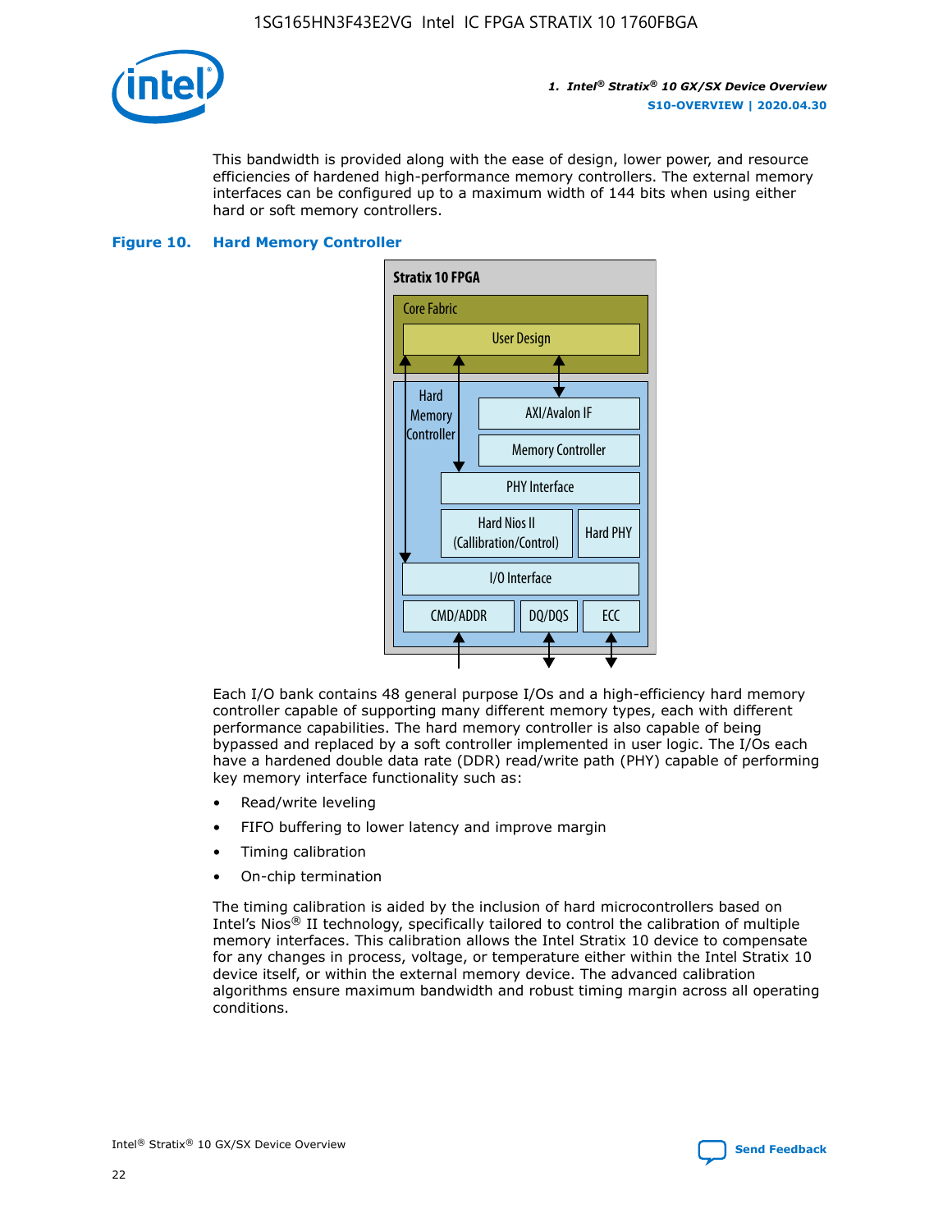This bandwidth is provided along with the ease of design, lower power, and resource efficiencies of hardened high-performance memory controllers. The external memory interfaces can be configured up to a maximum width of 144 bits when using either hard or soft memory controllers.

**Figure 10. Hard Memory Controller**

Stratix 10 FPGA

Core Fabric

User Design

Hard Memory Controller

AXI/Avalon IF

Memory Controller

PHY Interface

Hard Nios II (Callibration/Control)

Hard PHY

I/O Interface

CMD/ADDR | DQ/DQS | ECC

Each I/O bank contains 48 general purpose I/Os and a high-efficiency hard memory controller capable of supporting many different memory types, each with different performance capabilities. The hard memory controller is also capable of being bypassed and replaced by a soft controller implemented in user logic. The I/Os each have a hardened double data rate (DDR) read/write path (PHY) capable of performing key memory interface functionality such as:

- Read/write leveling
- FIFO buffering to lower latency and improve margin
- Timing calibration
- On-chip termination

The timing calibration is aided by the inclusion of hard microcontrollers based on Intel's Nios® II technology, specifically tailored to control the calibration of multiple memory interfaces. This calibration allows the Intel Stratix 10 device to compensate for any changes in process, voltage, or temperature either within the Intel Stratix 10 device itself, or within the external memory device. The advanced calibration algorithms ensure maximum bandwidth and robust timing margin across all operating conditions.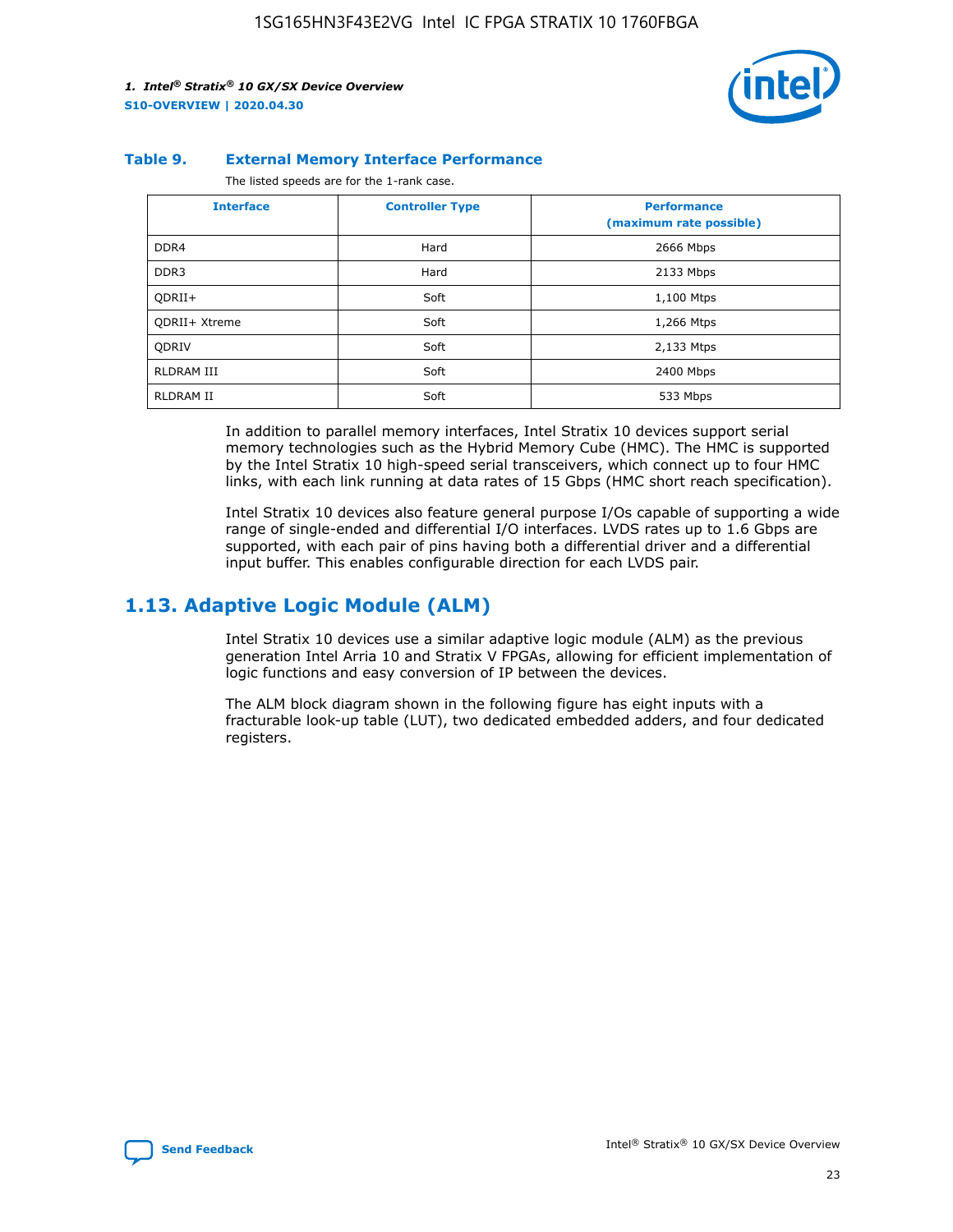**Table 9. External Memory Interface Performance**

The listed speeds are for the 1-rank case.

| Interface | Controller Type | Performance (maximum rate possible) |
|---|---|---|
| DDR4 | Hard | 2666 Mbps |
| DDR3 | Hard | 2133 Mbps |
| QDRII+ | Soft | 1,100 Mtps |
| QDRII+ Xtreme | Soft | 1,266 Mtps |
| QDRIV | Soft | 2,133 Mtps |
| RLDRAM III | Soft | 2400 Mbps |
| RLDRAM II | Soft | 533 Mbps |

In addition to parallel memory interfaces, Intel Stratix 10 devices support serial memory technologies such as the Hybrid Memory Cube (HMC). The HMC is supported by the Intel Stratix 10 high-speed serial transceivers, which connect up to four HMC links, with each link running at data rates of 15 Gbps (HMC short reach specification).

Intel Stratix 10 devices also feature general purpose I/Os capable of supporting a wide range of single-ended and differential I/O interfaces. LVDS rates up to 1.6 Gbps are supported, with each pair of pins having both a differential driver and a differential input buffer. This enables configurable direction for each LVDS pair.

## 1.13. Adaptive Logic Module (ALM)

Intel Stratix 10 devices use a similar adaptive logic module (ALM) as the previous generation Intel Arria 10 and Stratix V FPGAs, allowing for efficient implementation of logic functions and easy conversion of IP between the devices.

The ALM block diagram shown in the following figure has eight inputs with a fracturable look-up table (LUT), two dedicated embedded adders, and four dedicated registers.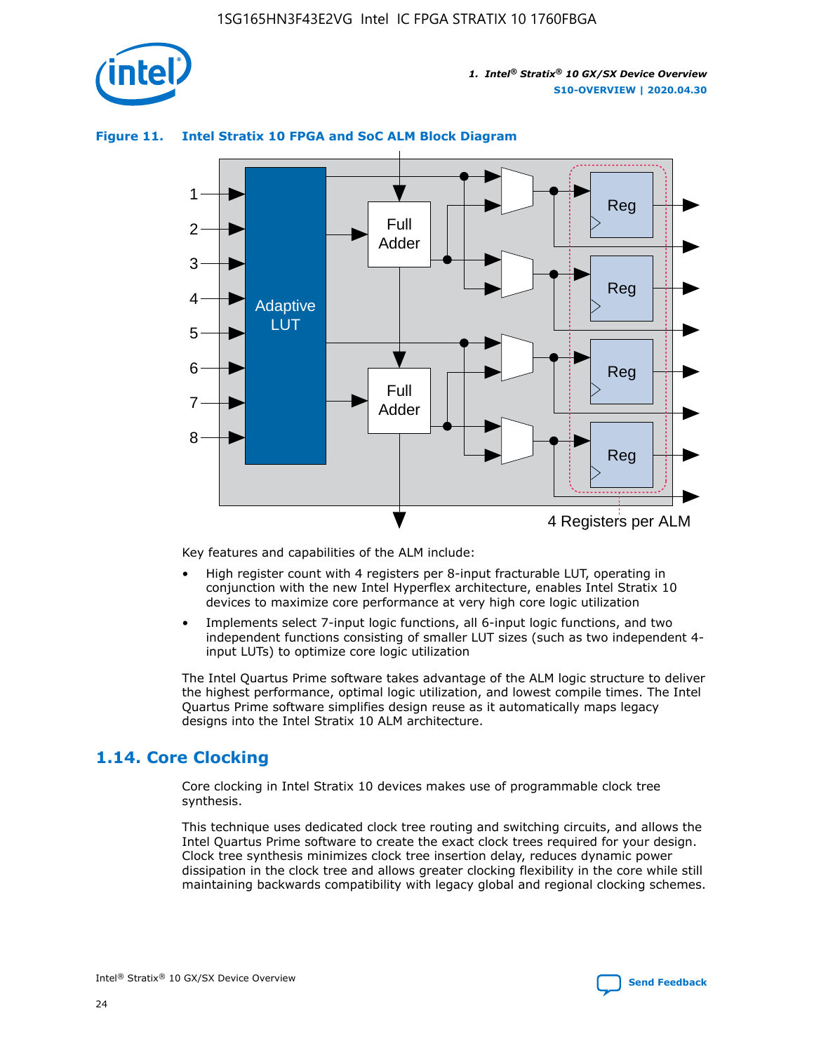**Figure 11. Intel Stratix 10 FPGA and SoC ALM Block Diagram**

Key features and capabilities of the ALM include:

- High register count with 4 registers per 8-input fracturable LUT, operating in conjunction with the new Intel Hyperflex architecture, enables Intel Stratix 10 devices to maximize core performance at very high core logic utilization
- Implements select 7-input logic functions, all 6-input logic functions, and two independent functions consisting of smaller LUT sizes (such as two independent 4-input LUTs) to optimize core logic utilization

The Intel Quartus Prime software takes advantage of the ALM logic structure to deliver the highest performance, optimal logic utilization, and lowest compile times. The Intel Quartus Prime software simplifies design reuse as it automatically maps legacy designs into the Intel Stratix 10 ALM architecture.

## 1.14. Core Clocking

Core clocking in Intel Stratix 10 devices makes use of programmable clock tree synthesis.

This technique uses dedicated clock tree routing and switching circuits, and allows the Intel Quartus Prime software to create the exact clock trees required for your design. Clock tree synthesis minimizes clock tree insertion delay, reduces dynamic power dissipation in the clock tree and allows greater clocking flexibility in the core while still maintaining backwards compatibility with legacy global and regional clocking schemes.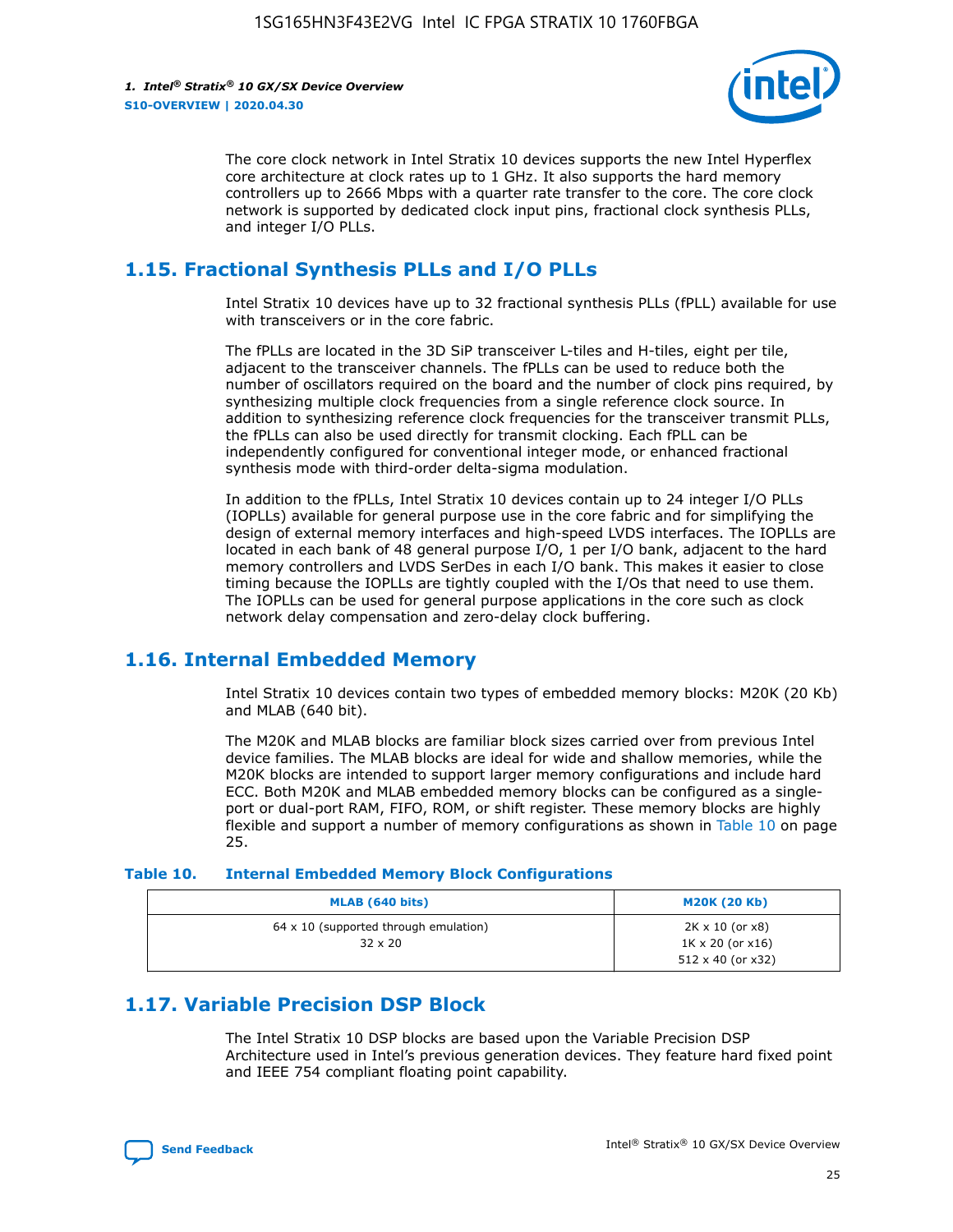The core clock network in Intel Stratix 10 devices supports the new Intel Hyperflex core architecture at clock rates up to 1 GHz. It also supports the hard memory controllers up to 2666 Mbps with a quarter rate transfer to the core. The core clock network is supported by dedicated clock input pins, fractional clock synthesis PLLs, and integer I/O PLLs.

## 1.15. Fractional Synthesis PLLs and I/O PLLs

Intel Stratix 10 devices have up to 32 fractional synthesis PLLs (fPLL) available for use with transceivers or in the core fabric.

The fPLLs are located in the 3D SiP transceiver L-tiles and H-tiles, eight per tile, adjacent to the transceiver channels. The fPLLs can be used to reduce both the number of oscillators required on the board and the number of clock pins required, by synthesizing multiple clock frequencies from a single reference clock source. In addition to synthesizing reference clock frequencies for the transceiver transmit PLLs, the fPLLs can also be used directly for transmit clocking. Each fPLL can be independently configured for conventional integer mode, or enhanced fractional synthesis mode with third-order delta-sigma modulation.

In addition to the fPLLs, Intel Stratix 10 devices contain up to 24 integer I/O PLLs (IOPLLs) available for general purpose use in the core fabric and for simplifying the design of external memory interfaces and high-speed LVDS interfaces. The IOPLLs are located in each bank of 48 general purpose I/O, 1 per I/O bank, adjacent to the hard memory controllers and LVDS SerDes in each I/O bank. This makes it easier to close timing because the IOPLLs are tightly coupled with the I/Os that need to use them. The IOPLLs can be used for general purpose applications in the core such as clock network delay compensation and zero-delay clock buffering.

## 1.16. Internal Embedded Memory

Intel Stratix 10 devices contain two types of embedded memory blocks: M20K (20 Kb) and MLAB (640 bit).

The M20K and MLAB blocks are familiar block sizes carried over from previous Intel device families. The MLAB blocks are ideal for wide and shallow memories, while the M20K blocks are intended to support larger memory configurations and include hard ECC. Both M20K and MLAB embedded memory blocks can be configured as a single-port or dual-port RAM, FIFO, ROM, or shift register. These memory blocks are highly flexible and support a number of memory configurations as shown in Table 10 on page 25.

**Table 10. Internal Embedded Memory Block Configurations**

| MLAB (640 bits) | M20K (20 Kb) |
|---|---|
| 64 x 10 (supported through emulation)<br>32 x 20 | 2K x 10 (or x8)<br>1K x 20 (or x16)<br>512 x 40 (or x32) |

## 1.17. Variable Precision DSP Block

The Intel Stratix 10 DSP blocks are based upon the Variable Precision DSP Architecture used in Intel's previous generation devices. They feature hard fixed point and IEEE 754 compliant floating point capability.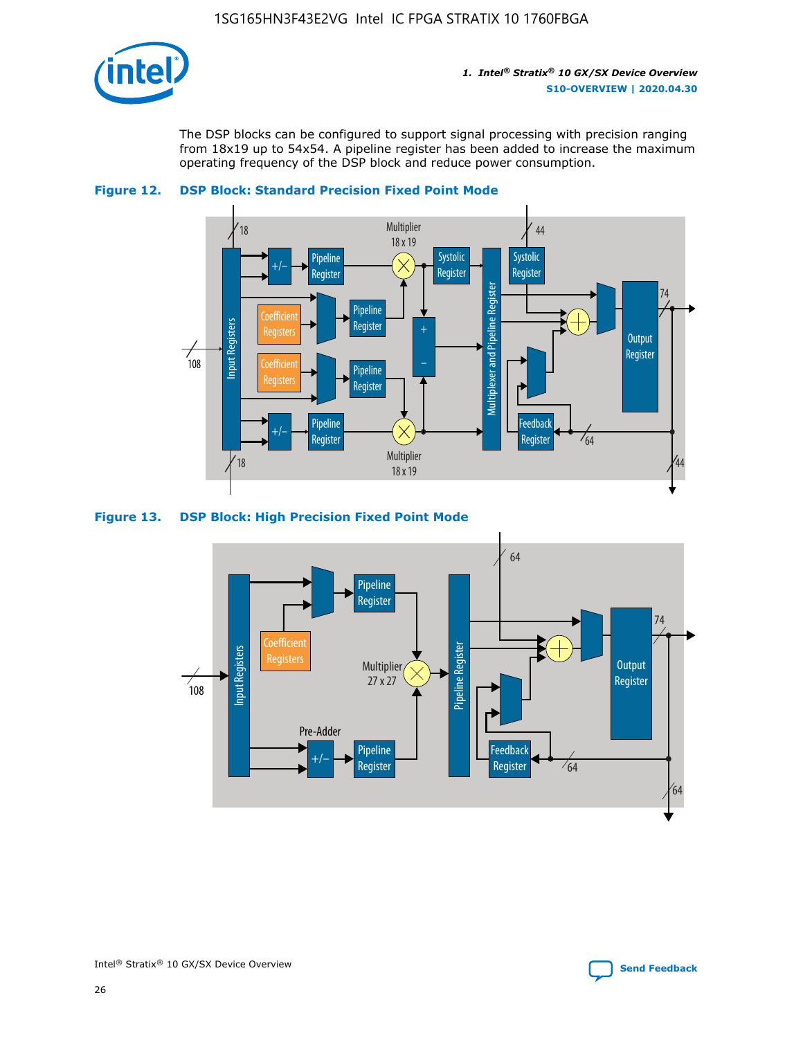The DSP blocks can be configured to support signal processing with precision ranging from 18x19 up to 54x54. A pipeline register has been added to increase the maximum operating frequency of the DSP block and reduce power consumption.

**Figure 12. DSP Block: Standard Precision Fixed Point Mode**

**Figure 13. DSP Block: High Precision Fixed Point Mode**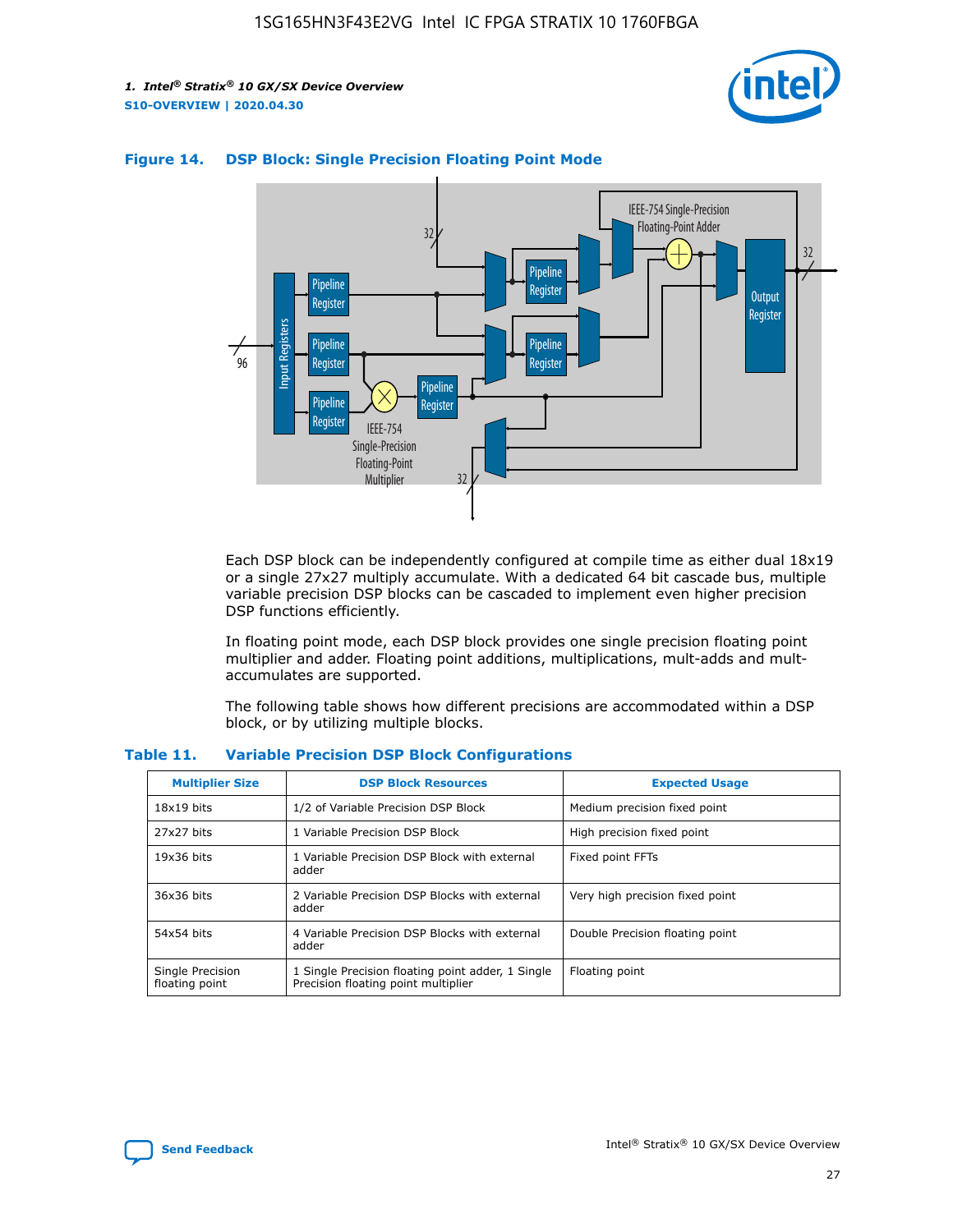**Figure 14. DSP Block: Single Precision Floating Point Mode**

Each DSP block can be independently configured at compile time as either dual 18x19 or a single 27x27 multiply accumulate. With a dedicated 64 bit cascade bus, multiple variable precision DSP blocks can be cascaded to implement even higher precision DSP functions efficiently.

In floating point mode, each DSP block provides one single precision floating point multiplier and adder. Floating point additions, multiplications, mult-adds and mult-accumulates are supported.

The following table shows how different precisions are accommodated within a DSP block, or by utilizing multiple blocks.

**Table 11. Variable Precision DSP Block Configurations**

| Multiplier Size | DSP Block Resources | Expected Usage |
|---|---|---|
| 18x19 bits | 1/2 of Variable Precision DSP Block | Medium precision fixed point |
| 27x27 bits | 1 Variable Precision DSP Block | High precision fixed point |
| 19x36 bits | 1 Variable Precision DSP Block with external adder | Fixed point FFTs |
| 36x36 bits | 2 Variable Precision DSP Blocks with external adder | Very high precision fixed point |
| 54x54 bits | 4 Variable Precision DSP Blocks with external adder | Double Precision floating point |
| Single Precision floating point | 1 Single Precision floating point adder, 1 Single Precision floating point multiplier | Floating point |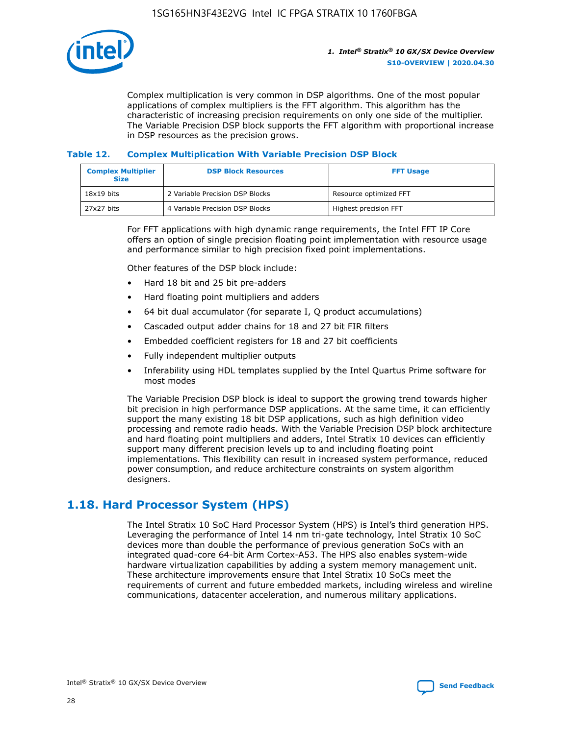Complex multiplication is very common in DSP algorithms. One of the most popular applications of complex multipliers is the FFT algorithm. This algorithm has the characteristic of increasing precision requirements on only one side of the multiplier. The Variable Precision DSP block supports the FFT algorithm with proportional increase in DSP resources as the precision grows.

### Table 12. Complex Multiplication With Variable Precision DSP Block

| Complex Multiplier Size | DSP Block Resources | FFT Usage |
|---|---|---|
| 18x19 bits | 2 Variable Precision DSP Blocks | Resource optimized FFT |
| 27x27 bits | 4 Variable Precision DSP Blocks | Highest precision FFT |

For FFT applications with high dynamic range requirements, the Intel FFT IP Core offers an option of single precision floating point implementation with resource usage and performance similar to high precision fixed point implementations.

Other features of the DSP block include:

- Hard 18 bit and 25 bit pre-adders
- Hard floating point multipliers and adders
- 64 bit dual accumulator (for separate I, Q product accumulations)
- Cascaded output adder chains for 18 and 27 bit FIR filters
- Embedded coefficient registers for 18 and 27 bit coefficients
- Fully independent multiplier outputs
- Inferability using HDL templates supplied by the Intel Quartus Prime software for most modes

The Variable Precision DSP block is ideal to support the growing trend towards higher bit precision in high performance DSP applications. At the same time, it can efficiently support the many existing 18 bit DSP applications, such as high definition video processing and remote radio heads. With the Variable Precision DSP block architecture and hard floating point multipliers and adders, Intel Stratix 10 devices can efficiently support many different precision levels up to and including floating point implementations. This flexibility can result in increased system performance, reduced power consumption, and reduce architecture constraints on system algorithm designers.

## 1.18. Hard Processor System (HPS)

The Intel Stratix 10 SoC Hard Processor System (HPS) is Intel's third generation HPS. Leveraging the performance of Intel 14 nm tri-gate technology, Intel Stratix 10 SoC devices more than double the performance of previous generation SoCs with an integrated quad-core 64-bit Arm Cortex-A53. The HPS also enables system-wide hardware virtualization capabilities by adding a system memory management unit. These architecture improvements ensure that Intel Stratix 10 SoCs meet the requirements of current and future embedded markets, including wireless and wireline communications, datacenter acceleration, and numerous military applications.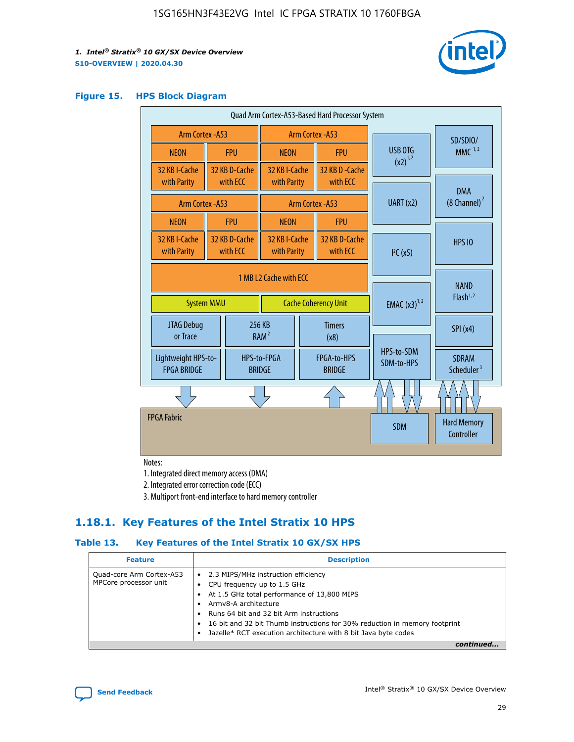**Figure 15. HPS Block Diagram**

Quad Arm Cortex-A53-Based Hard Processor System

| Arm Cortex-A53 | | Arm Cortex-A53 | |
|---|---|---|---|
| NEON | FPU | NEON | FPU |
| 32 KB I-Cache with Parity | 32 KB D-Cache with ECC | 32 KB I-Cache with Parity | 32 KB D-Cache with ECC |

| Arm Cortex-A53 | | Arm Cortex-A53 | |
|---|---|---|---|
| NEON | FPU | NEON | FPU |
| 32 KB I-Cache with Parity | 32 KB D-Cache with ECC | 32 KB I-Cache with Parity | 32 KB D-Cache with ECC |

1 MB L2 Cache with ECC

System MMU | Cache Coherency Unit

JTAG Debug or Trace | 256 KB RAM [2] | Timers (x8)

Lightweight HPS-to-FPGA BRIDGE | HPS-to-FPGA BRIDGE | FPGA-to-HPS BRIDGE

USB OTG (x2) [1,2] | UART (x2) | I²C (x5) | EMAC (x3) [1,2] | HPS-to-SDM SDM-to-HPS

SD/SDIO/MMC [1,2] | DMA (8 Channel) [2] | HPS IO | NAND Flash [1,2] | SPI (x4) | SDRAM Scheduler [3]

FPGA Fabric | SDM | Hard Memory Controller

Notes:

1. Integrated direct memory access (DMA)
2. Integrated error correction code (ECC)
3. Multiport front-end interface to hard memory controller

## 1.18.1. Key Features of the Intel Stratix 10 HPS

**Table 13. Key Features of the Intel Stratix 10 GX/SX HPS**

| Feature | Description |
|---|---|
| Quad-core Arm Cortex-A53 MPCore processor unit | • 2.3 MIPS/MHz instruction efficiency<br>• CPU frequency up to 1.5 GHz<br>• At 1.5 GHz total performance of 13,800 MIPS<br>• Armv8-A architecture<br>• Runs 64 bit and 32 bit Arm instructions<br>• 16 bit and 32 bit Thumb instructions for 30% reduction in memory footprint<br>• Jazelle* RCT execution architecture with 8 bit Java byte codes |

*continued...*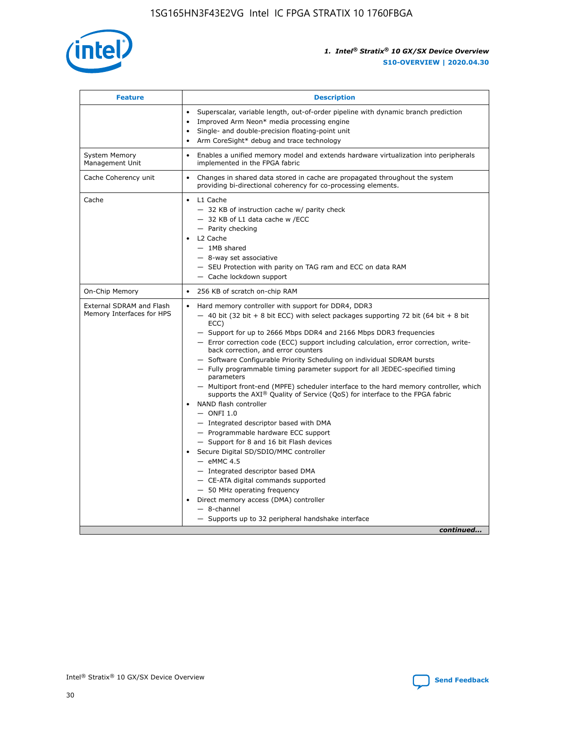| Feature | Description |
| --- | --- |
| | • Superscalar, variable length, out-of-order pipeline with dynamic branch prediction<br>• Improved Arm Neon* media processing engine<br>• Single- and double-precision floating-point unit<br>• Arm CoreSight* debug and trace technology |
| System Memory Management Unit | • Enables a unified memory model and extends hardware virtualization into peripherals implemented in the FPGA fabric |
| Cache Coherency unit | • Changes in shared data stored in cache are propagated throughout the system providing bi-directional coherency for co-processing elements. |
| Cache | • L1 Cache<br>— 32 KB of instruction cache w/ parity check<br>— 32 KB of L1 data cache w /ECC<br>— Parity checking<br>• L2 Cache<br>— 1MB shared<br>— 8-way set associative<br>— SEU Protection with parity on TAG ram and ECC on data RAM<br>— Cache lockdown support |
| On-Chip Memory | • 256 KB of scratch on-chip RAM |
| External SDRAM and Flash Memory Interfaces for HPS | • Hard memory controller with support for DDR4, DDR3<br>— 40 bit (32 bit + 8 bit ECC) with select packages supporting 72 bit (64 bit + 8 bit ECC)<br>— Support for up to 2666 Mbps DDR4 and 2166 Mbps DDR3 frequencies<br>— Error correction code (ECC) support including calculation, error correction, write-back correction, and error counters<br>— Software Configurable Priority Scheduling on individual SDRAM bursts<br>— Fully programmable timing parameter support for all JEDEC-specified timing parameters<br>— Multiport front-end (MPFE) scheduler interface to the hard memory controller, which supports the AXI® Quality of Service (QoS) for interface to the FPGA fabric<br>• NAND flash controller<br>— ONFI 1.0<br>— Integrated descriptor based with DMA<br>— Programmable hardware ECC support<br>— Support for 8 and 16 bit Flash devices<br>• Secure Digital SD/SDIO/MMC controller<br>— eMMC 4.5<br>— Integrated descriptor based DMA<br>— CE-ATA digital commands supported<br>— 50 MHz operating frequency<br>• Direct memory access (DMA) controller<br>— 8-channel<br>— Supports up to 32 peripheral handshake interface |

*continued...*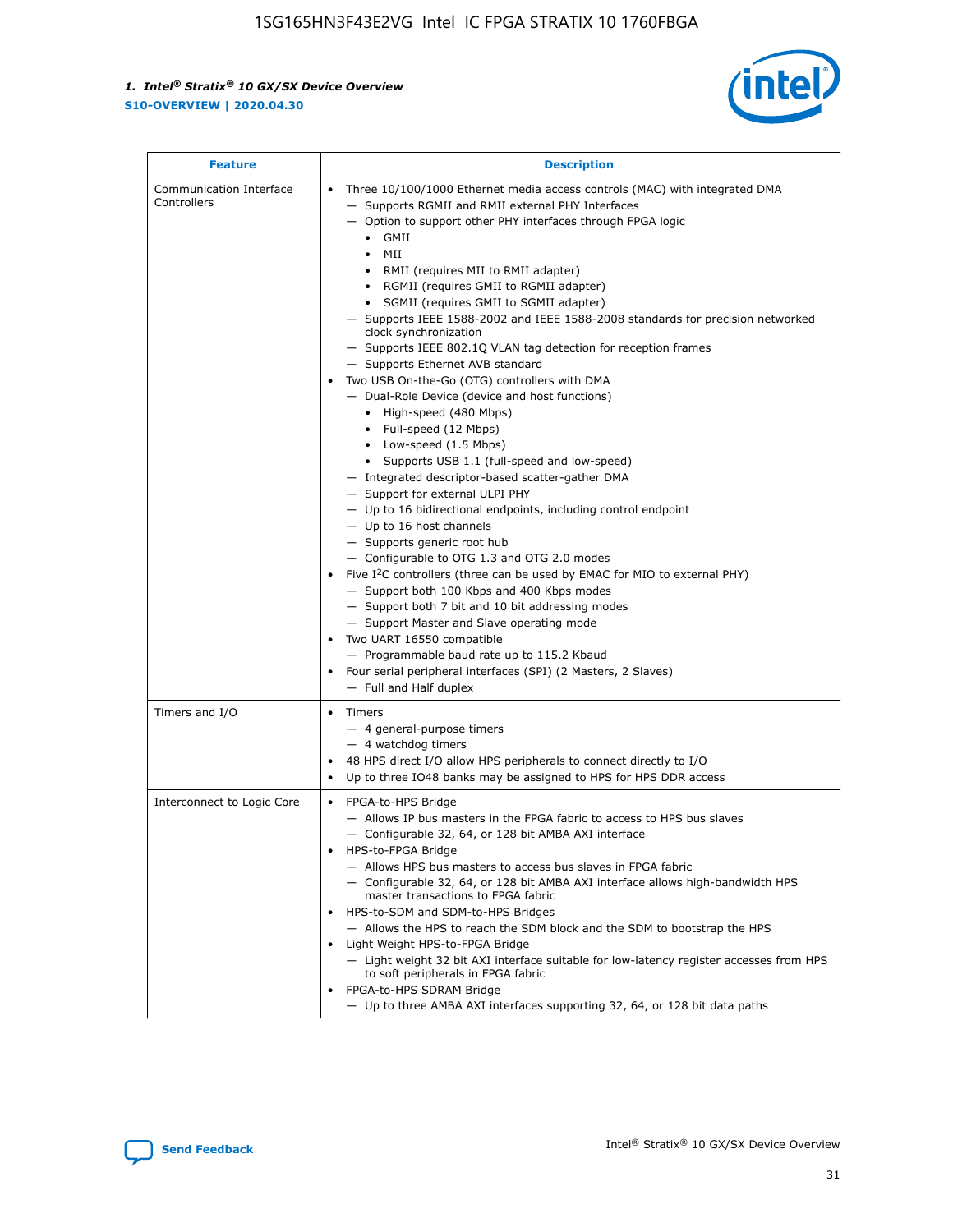| Feature | Description |
| --- | --- |
| Communication Interface Controllers | • Three 10/100/1000 Ethernet media access controls (MAC) with integrated DMA<br>— Supports RGMII and RMII external PHY Interfaces<br>— Option to support other PHY interfaces through FPGA logic<br>• GMII<br>• MII<br>• RMII (requires MII to RMII adapter)<br>• RGMII (requires GMII to RGMII adapter)<br>• SGMII (requires GMII to SGMII adapter)<br>— Supports IEEE 1588-2002 and IEEE 1588-2008 standards for precision networked clock synchronization<br>— Supports IEEE 802.1Q VLAN tag detection for reception frames<br>— Supports Ethernet AVB standard<br>• Two USB On-the-Go (OTG) controllers with DMA<br>— Dual-Role Device (device and host functions)<br>• High-speed (480 Mbps)<br>• Full-speed (12 Mbps)<br>• Low-speed (1.5 Mbps)<br>• Supports USB 1.1 (full-speed and low-speed)<br>— Integrated descriptor-based scatter-gather DMA<br>— Support for external ULPI PHY<br>— Up to 16 bidirectional endpoints, including control endpoint<br>— Up to 16 host channels<br>— Supports generic root hub<br>— Configurable to OTG 1.3 and OTG 2.0 modes<br>• Five I²C controllers (three can be used by EMAC for MIO to external PHY)<br>— Support both 100 Kbps and 400 Kbps modes<br>— Support both 7 bit and 10 bit addressing modes<br>— Support Master and Slave operating mode<br>• Two UART 16550 compatible<br>— Programmable baud rate up to 115.2 Kbaud<br>• Four serial peripheral interfaces (SPI) (2 Masters, 2 Slaves)<br>— Full and Half duplex |
| Timers and I/O | • Timers<br>— 4 general-purpose timers<br>— 4 watchdog timers<br>• 48 HPS direct I/O allow HPS peripherals to connect directly to I/O<br>• Up to three IO48 banks may be assigned to HPS for HPS DDR access |
| Interconnect to Logic Core | • FPGA-to-HPS Bridge<br>— Allows IP bus masters in the FPGA fabric to access to HPS bus slaves<br>— Configurable 32, 64, or 128 bit AMBA AXI interface<br>• HPS-to-FPGA Bridge<br>— Allows HPS bus masters to access bus slaves in FPGA fabric<br>— Configurable 32, 64, or 128 bit AMBA AXI interface allows high-bandwidth HPS master transactions to FPGA fabric<br>• HPS-to-SDM and SDM-to-HPS Bridges<br>— Allows the HPS to reach the SDM block and the SDM to bootstrap the HPS<br>• Light Weight HPS-to-FPGA Bridge<br>— Light weight 32 bit AXI interface suitable for low-latency register accesses from HPS to soft peripherals in FPGA fabric<br>• FPGA-to-HPS SDRAM Bridge<br>— Up to three AMBA AXI interfaces supporting 32, 64, or 128 bit data paths |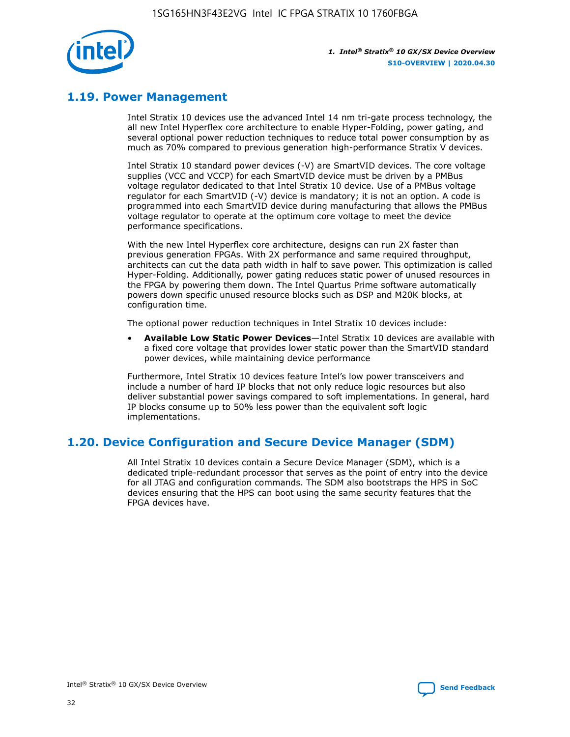## 1.19. Power Management

Intel Stratix 10 devices use the advanced Intel 14 nm tri-gate process technology, the all new Intel Hyperflex core architecture to enable Hyper-Folding, power gating, and several optional power reduction techniques to reduce total power consumption by as much as 70% compared to previous generation high-performance Stratix V devices.

Intel Stratix 10 standard power devices (-V) are SmartVID devices. The core voltage supplies (VCC and VCCP) for each SmartVID device must be driven by a PMBus voltage regulator dedicated to that Intel Stratix 10 device. Use of a PMBus voltage regulator for each SmartVID (-V) device is mandatory; it is not an option. A code is programmed into each SmartVID device during manufacturing that allows the PMBus voltage regulator to operate at the optimum core voltage to meet the device performance specifications.

With the new Intel Hyperflex core architecture, designs can run 2X faster than previous generation FPGAs. With 2X performance and same required throughput, architects can cut the data path width in half to save power. This optimization is called Hyper-Folding. Additionally, power gating reduces static power of unused resources in the FPGA by powering them down. The Intel Quartus Prime software automatically powers down specific unused resource blocks such as DSP and M20K blocks, at configuration time.

The optional power reduction techniques in Intel Stratix 10 devices include:

- **Available Low Static Power Devices**—Intel Stratix 10 devices are available with a fixed core voltage that provides lower static power than the SmartVID standard power devices, while maintaining device performance

Furthermore, Intel Stratix 10 devices feature Intel's low power transceivers and include a number of hard IP blocks that not only reduce logic resources but also deliver substantial power savings compared to soft implementations. In general, hard IP blocks consume up to 50% less power than the equivalent soft logic implementations.

## 1.20. Device Configuration and Secure Device Manager (SDM)

All Intel Stratix 10 devices contain a Secure Device Manager (SDM), which is a dedicated triple-redundant processor that serves as the point of entry into the device for all JTAG and configuration commands. The SDM also bootstraps the HPS in SoC devices ensuring that the HPS can boot using the same security features that the FPGA devices have.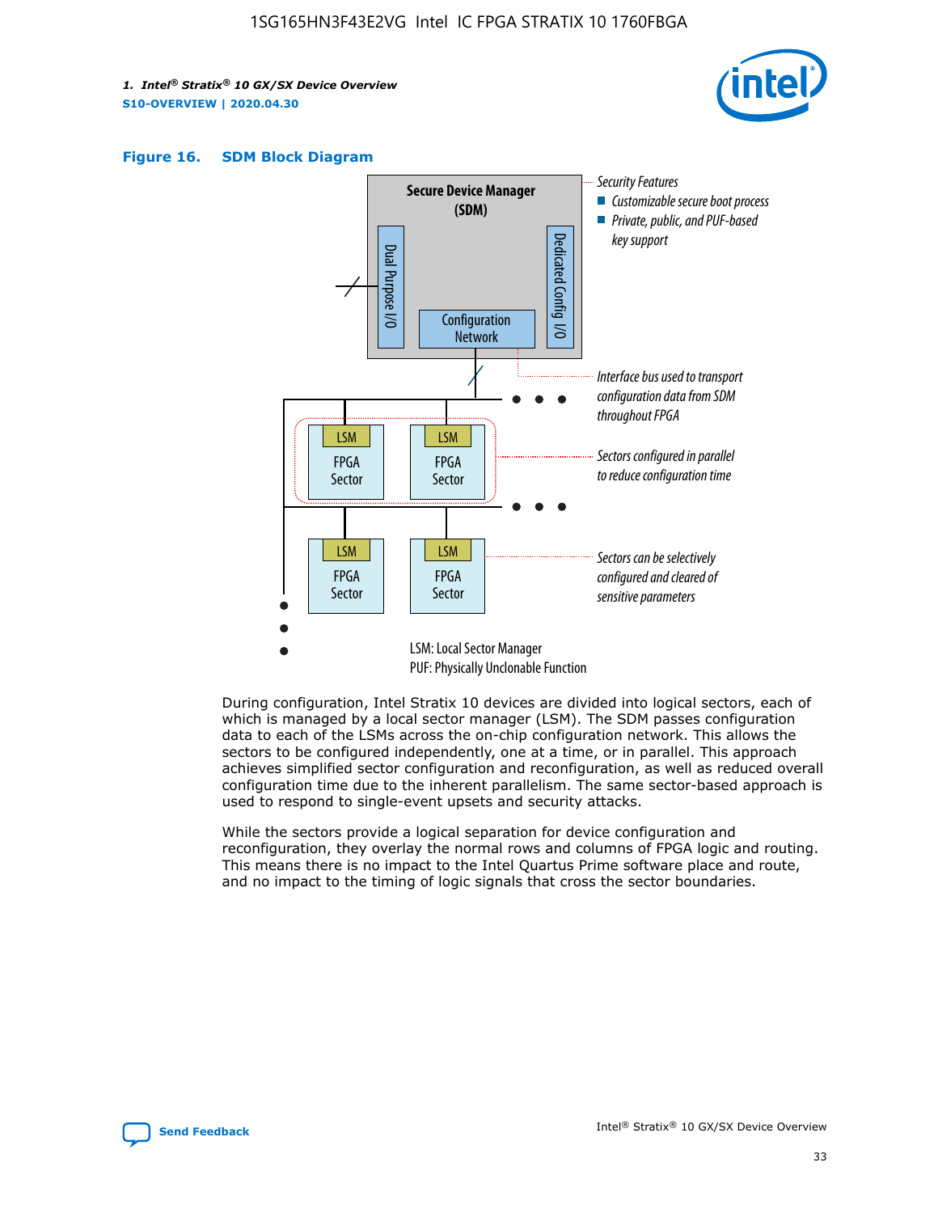**Figure 16. SDM Block Diagram**

Security Features
- Customizable secure boot process
- Private, public, and PUF-based key support

Interface bus used to transport configuration data from SDM throughout FPGA

Sectors configured in parallel to reduce configuration time

Sectors can be selectively configured and cleared of sensitive parameters

LSM: Local Sector Manager
PUF: Physically Unclonable Function

During configuration, Intel Stratix 10 devices are divided into logical sectors, each of which is managed by a local sector manager (LSM). The SDM passes configuration data to each of the LSMs across the on-chip configuration network. This allows the sectors to be configured independently, one at a time, or in parallel. This approach achieves simplified sector configuration and reconfiguration, as well as reduced overall configuration time due to the inherent parallelism. The same sector-based approach is used to respond to single-event upsets and security attacks.

While the sectors provide a logical separation for device configuration and reconfiguration, they overlay the normal rows and columns of FPGA logic and routing. This means there is no impact to the Intel Quartus Prime software place and route, and no impact to the timing of logic signals that cross the sector boundaries.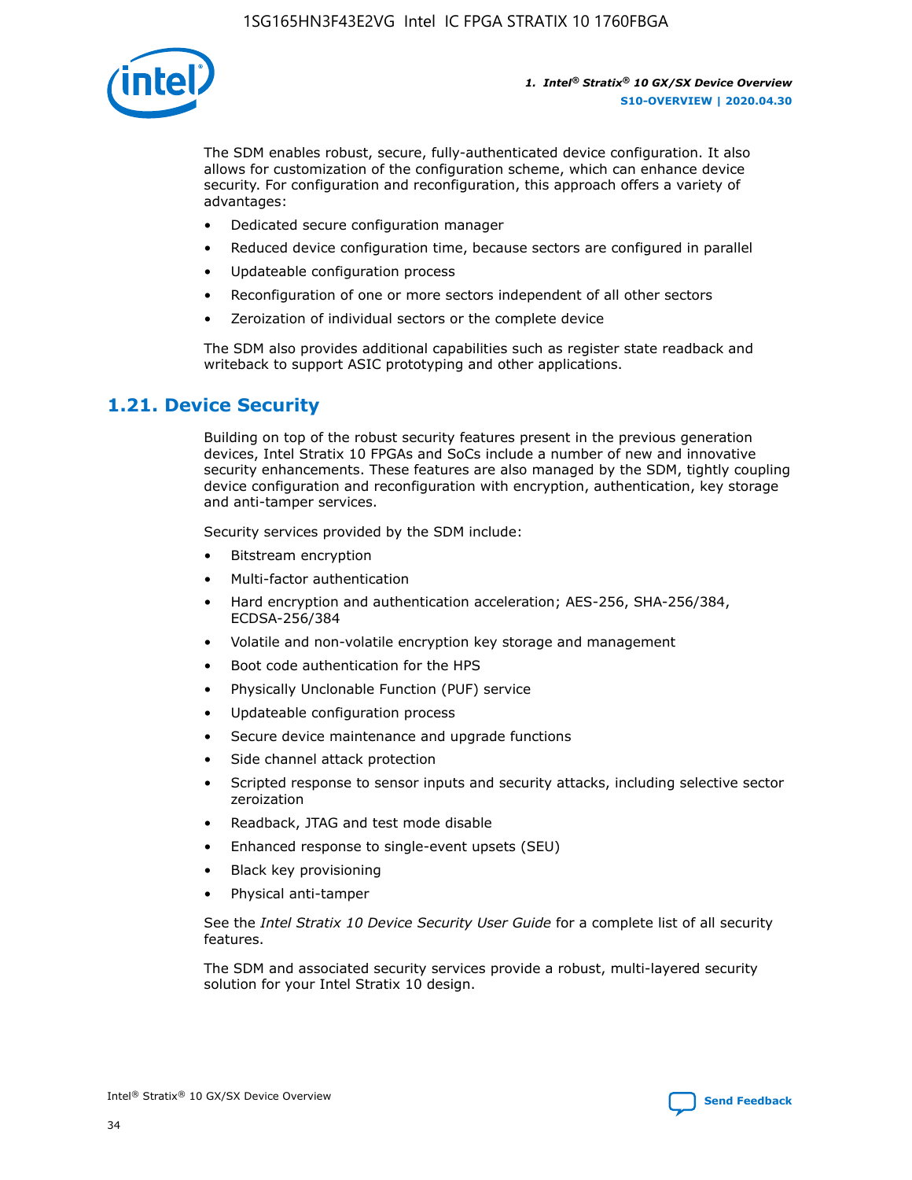The SDM enables robust, secure, fully-authenticated device configuration. It also allows for customization of the configuration scheme, which can enhance device security. For configuration and reconfiguration, this approach offers a variety of advantages:

- Dedicated secure configuration manager
- Reduced device configuration time, because sectors are configured in parallel
- Updateable configuration process
- Reconfiguration of one or more sectors independent of all other sectors
- Zeroization of individual sectors or the complete device

The SDM also provides additional capabilities such as register state readback and writeback to support ASIC prototyping and other applications.

## 1.21. Device Security

Building on top of the robust security features present in the previous generation devices, Intel Stratix 10 FPGAs and SoCs include a number of new and innovative security enhancements. These features are also managed by the SDM, tightly coupling device configuration and reconfiguration with encryption, authentication, key storage and anti-tamper services.

Security services provided by the SDM include:

- Bitstream encryption
- Multi-factor authentication
- Hard encryption and authentication acceleration; AES-256, SHA-256/384, ECDSA-256/384
- Volatile and non-volatile encryption key storage and management
- Boot code authentication for the HPS
- Physically Unclonable Function (PUF) service
- Updateable configuration process
- Secure device maintenance and upgrade functions
- Side channel attack protection
- Scripted response to sensor inputs and security attacks, including selective sector zeroization
- Readback, JTAG and test mode disable
- Enhanced response to single-event upsets (SEU)
- Black key provisioning
- Physical anti-tamper

See the *Intel Stratix 10 Device Security User Guide* for a complete list of all security features.

The SDM and associated security services provide a robust, multi-layered security solution for your Intel Stratix 10 design.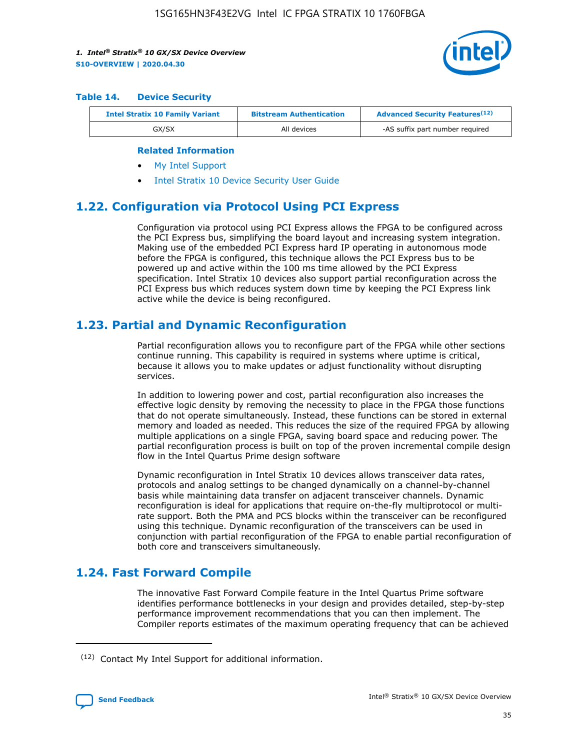#### Table 14. Device Security

| Intel Stratix 10 Family Variant | Bitstream Authentication | Advanced Security Features[12] |
|---|---|---|
| GX/SX | All devices | -AS suffix part number required |

**Related Information**

- My Intel Support
- Intel Stratix 10 Device Security User Guide

## 1.22. Configuration via Protocol Using PCI Express

Configuration via protocol using PCI Express allows the FPGA to be configured across the PCI Express bus, simplifying the board layout and increasing system integration. Making use of the embedded PCI Express hard IP operating in autonomous mode before the FPGA is configured, this technique allows the PCI Express bus to be powered up and active within the 100 ms time allowed by the PCI Express specification. Intel Stratix 10 devices also support partial reconfiguration across the PCI Express bus which reduces system down time by keeping the PCI Express link active while the device is being reconfigured.

## 1.23. Partial and Dynamic Reconfiguration

Partial reconfiguration allows you to reconfigure part of the FPGA while other sections continue running. This capability is required in systems where uptime is critical, because it allows you to make updates or adjust functionality without disrupting services.

In addition to lowering power and cost, partial reconfiguration also increases the effective logic density by removing the necessity to place in the FPGA those functions that do not operate simultaneously. Instead, these functions can be stored in external memory and loaded as needed. This reduces the size of the required FPGA by allowing multiple applications on a single FPGA, saving board space and reducing power. The partial reconfiguration process is built on top of the proven incremental compile design flow in the Intel Quartus Prime design software

Dynamic reconfiguration in Intel Stratix 10 devices allows transceiver data rates, protocols and analog settings to be changed dynamically on a channel-by-channel basis while maintaining data transfer on adjacent transceiver channels. Dynamic reconfiguration is ideal for applications that require on-the-fly multiprotocol or multi-rate support. Both the PMA and PCS blocks within the transceiver can be reconfigured using this technique. Dynamic reconfiguration of the transceivers can be used in conjunction with partial reconfiguration of the FPGA to enable partial reconfiguration of both core and transceivers simultaneously.

## 1.24. Fast Forward Compile

The innovative Fast Forward Compile feature in the Intel Quartus Prime software identifies performance bottlenecks in your design and provides detailed, step-by-step performance improvement recommendations that you can then implement. The Compiler reports estimates of the maximum operating frequency that can be achieved

[12] Contact My Intel Support for additional information.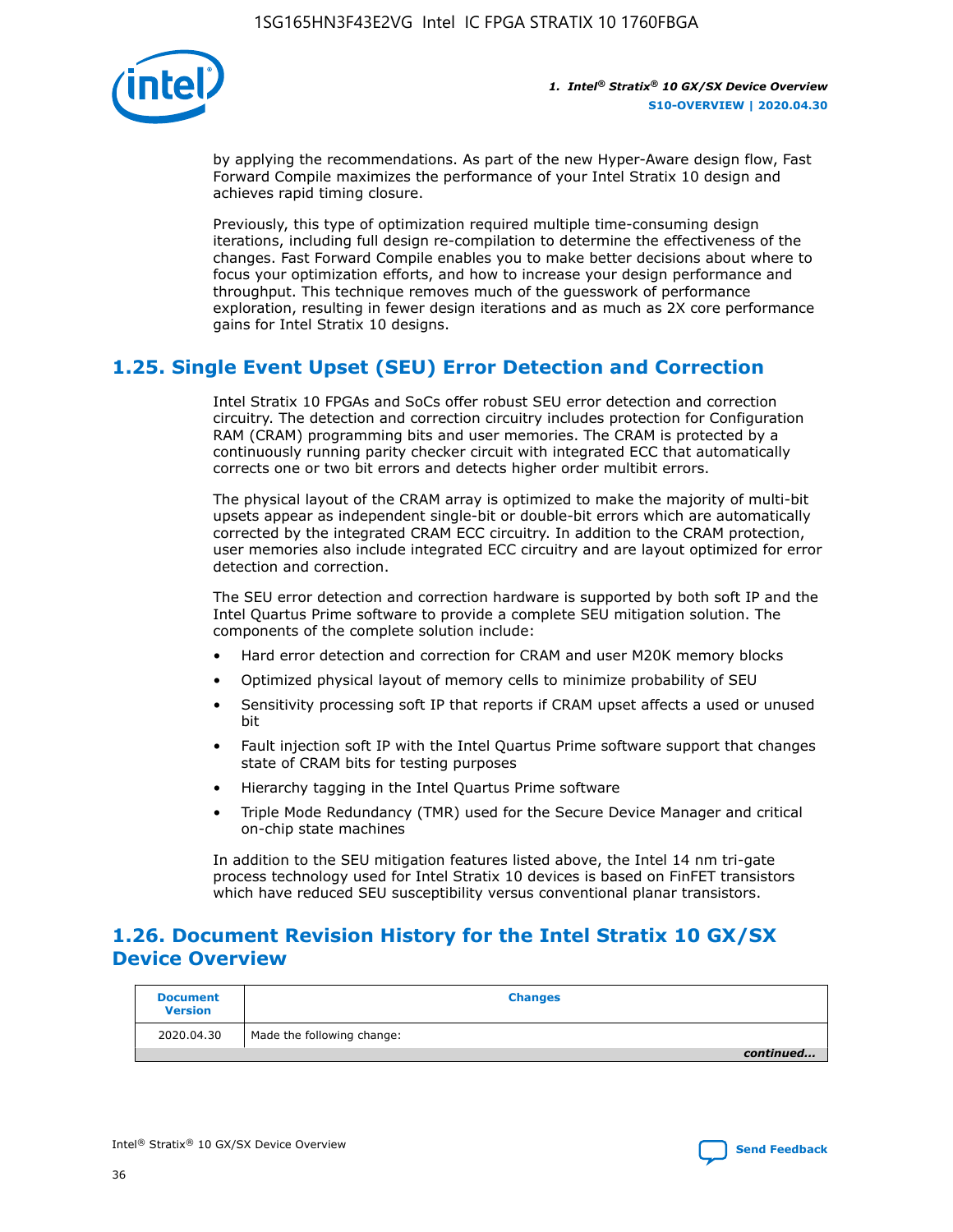by applying the recommendations. As part of the new Hyper-Aware design flow, Fast Forward Compile maximizes the performance of your Intel Stratix 10 design and achieves rapid timing closure.

Previously, this type of optimization required multiple time-consuming design iterations, including full design re-compilation to determine the effectiveness of the changes. Fast Forward Compile enables you to make better decisions about where to focus your optimization efforts, and how to increase your design performance and throughput. This technique removes much of the guesswork of performance exploration, resulting in fewer design iterations and as much as 2X core performance gains for Intel Stratix 10 designs.

## 1.25. Single Event Upset (SEU) Error Detection and Correction

Intel Stratix 10 FPGAs and SoCs offer robust SEU error detection and correction circuitry. The detection and correction circuitry includes protection for Configuration RAM (CRAM) programming bits and user memories. The CRAM is protected by a continuously running parity checker circuit with integrated ECC that automatically corrects one or two bit errors and detects higher order multibit errors.

The physical layout of the CRAM array is optimized to make the majority of multi-bit upsets appear as independent single-bit or double-bit errors which are automatically corrected by the integrated CRAM ECC circuitry. In addition to the CRAM protection, user memories also include integrated ECC circuitry and are layout optimized for error detection and correction.

The SEU error detection and correction hardware is supported by both soft IP and the Intel Quartus Prime software to provide a complete SEU mitigation solution. The components of the complete solution include:

- Hard error detection and correction for CRAM and user M20K memory blocks
- Optimized physical layout of memory cells to minimize probability of SEU
- Sensitivity processing soft IP that reports if CRAM upset affects a used or unused bit
- Fault injection soft IP with the Intel Quartus Prime software support that changes state of CRAM bits for testing purposes
- Hierarchy tagging in the Intel Quartus Prime software
- Triple Mode Redundancy (TMR) used for the Secure Device Manager and critical on-chip state machines

In addition to the SEU mitigation features listed above, the Intel 14 nm tri-gate process technology used for Intel Stratix 10 devices is based on FinFET transistors which have reduced SEU susceptibility versus conventional planar transistors.

## 1.26. Document Revision History for the Intel Stratix 10 GX/SX Device Overview

| Document Version | Changes |
|---|---|
| 2020.04.30 | Made the following change: |
| | *continued...* |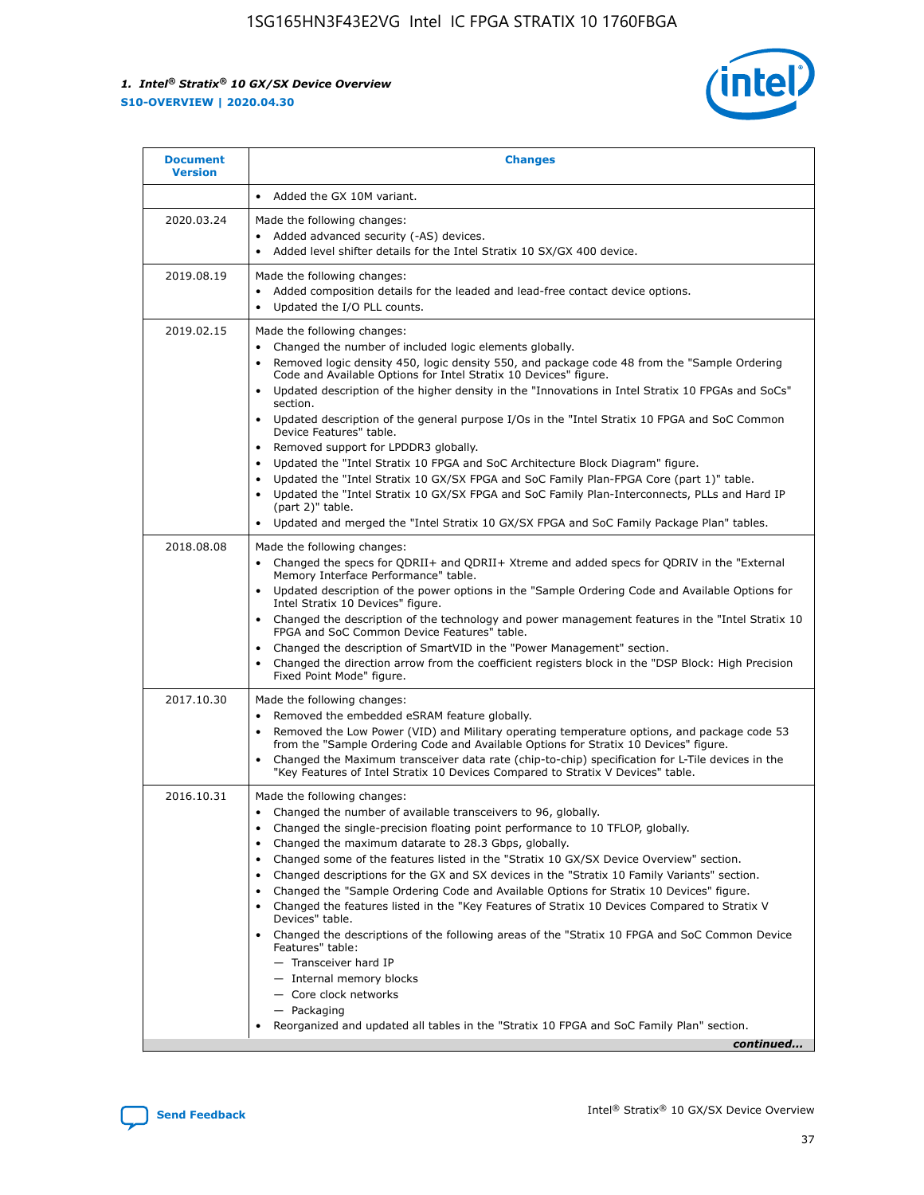| Document Version | Changes |
| --- | --- |
| | • Added the GX 10M variant. |
| 2020.03.24 | Made the following changes:<br>• Added advanced security (-AS) devices.<br>• Added level shifter details for the Intel Stratix 10 SX/GX 400 device. |
| 2019.08.19 | Made the following changes:<br>• Added composition details for the leaded and lead-free contact device options.<br>• Updated the I/O PLL counts. |
| 2019.02.15 | Made the following changes:<br>• Changed the number of included logic elements globally.<br>• Removed logic density 450, logic density 550, and package code 48 from the "Sample Ordering Code and Available Options for Intel Stratix 10 Devices" figure.<br>• Updated description of the higher density in the "Innovations in Intel Stratix 10 FPGAs and SoCs" section.<br>• Updated description of the general purpose I/Os in the "Intel Stratix 10 FPGA and SoC Common Device Features" table.<br>• Removed support for LPDDR3 globally.<br>• Updated the "Intel Stratix 10 FPGA and SoC Architecture Block Diagram" figure.<br>• Updated the "Intel Stratix 10 GX/SX FPGA and SoC Family Plan-FPGA Core (part 1)" table.<br>• Updated the "Intel Stratix 10 GX/SX FPGA and SoC Family Plan-Interconnects, PLLs and Hard IP (part 2)" table.<br>• Updated and merged the "Intel Stratix 10 GX/SX FPGA and SoC Family Package Plan" tables. |
| 2018.08.08 | Made the following changes:<br>• Changed the specs for QDRII+ and QDRII+ Xtreme and added specs for QDRIV in the "External Memory Interface Performance" table.<br>• Updated description of the power options in the "Sample Ordering Code and Available Options for Intel Stratix 10 Devices" figure.<br>• Changed the description of the technology and power management features in the "Intel Stratix 10 FPGA and SoC Common Device Features" table.<br>• Changed the description of SmartVID in the "Power Management" section.<br>• Changed the direction arrow from the coefficient registers block in the "DSP Block: High Precision Fixed Point Mode" figure. |
| 2017.10.30 | Made the following changes:<br>• Removed the embedded eSRAM feature globally.<br>• Removed the Low Power (VID) and Military operating temperature options, and package code 53 from the "Sample Ordering Code and Available Options for Intel Stratix 10 Devices" figure.<br>• Changed the Maximum transceiver data rate (chip-to-chip) specification for L-Tile devices in the "Key Features of Intel Stratix 10 Devices Compared to Stratix V Devices" table. |
| 2016.10.31 | Made the following changes:<br>• Changed the number of available transceivers to 96, globally.<br>• Changed the single-precision floating point performance to 10 TFLOP, globally.<br>• Changed the maximum datarate to 28.3 Gbps, globally.<br>• Changed some of the features listed in the "Stratix 10 GX/SX Device Overview" section.<br>• Changed descriptions for the GX and SX devices in the "Stratix 10 Family Variants" section.<br>• Changed the "Sample Ordering Code and Available Options for Stratix 10 Devices" figure.<br>• Changed the features listed in the "Key Features of Stratix 10 Devices Compared to Stratix V Devices" table.<br>• Changed the descriptions of the following areas of the "Stratix 10 FPGA and SoC Common Device Features" table:<br>— Transceiver hard IP<br>— Internal memory blocks<br>— Core clock networks<br>— Packaging<br>• Reorganized and updated all tables in the "Stratix 10 FPGA and SoC Family Plan" section. |

*continued...*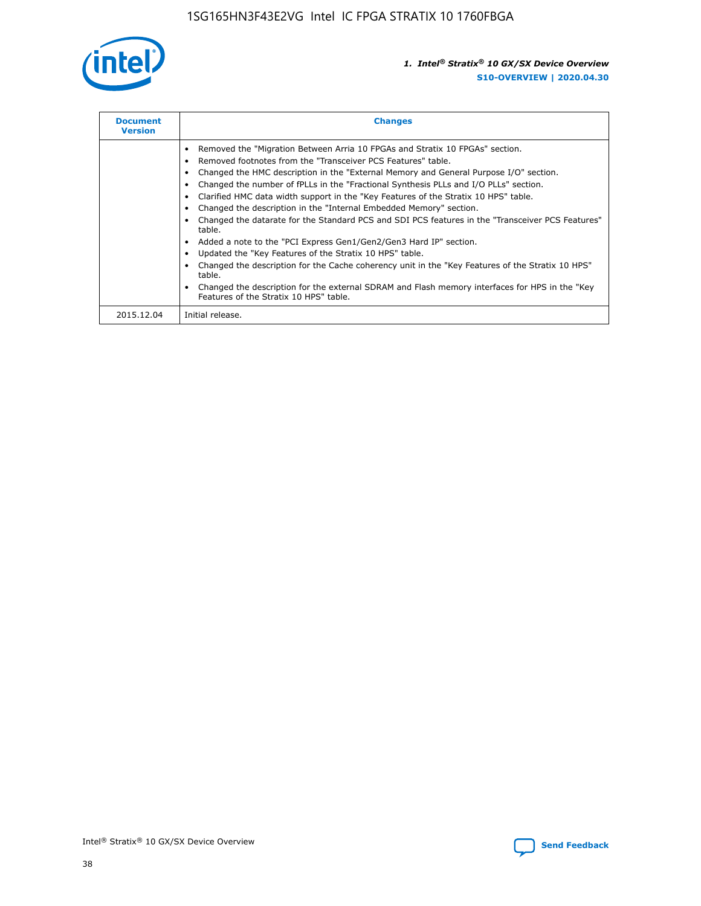| Document Version | Changes |
| --- | --- |
| | • Removed the "Migration Between Arria 10 FPGAs and Stratix 10 FPGAs" section.<br>• Removed footnotes from the "Transceiver PCS Features" table.<br>• Changed the HMC description in the "External Memory and General Purpose I/O" section.<br>• Changed the number of fPLLs in the "Fractional Synthesis PLLs and I/O PLLs" section.<br>• Clarified HMC data width support in the "Key Features of the Stratix 10 HPS" table.<br>• Changed the description in the "Internal Embedded Memory" section.<br>• Changed the datarate for the Standard PCS and SDI PCS features in the "Transceiver PCS Features" table.<br>• Added a note to the "PCI Express Gen1/Gen2/Gen3 Hard IP" section.<br>• Updated the "Key Features of the Stratix 10 HPS" table.<br>• Changed the description for the Cache coherency unit in the "Key Features of the Stratix 10 HPS" table.<br>• Changed the description for the external SDRAM and Flash memory interfaces for HPS in the "Key Features of the Stratix 10 HPS" table. |
| 2015.12.04 | Initial release. |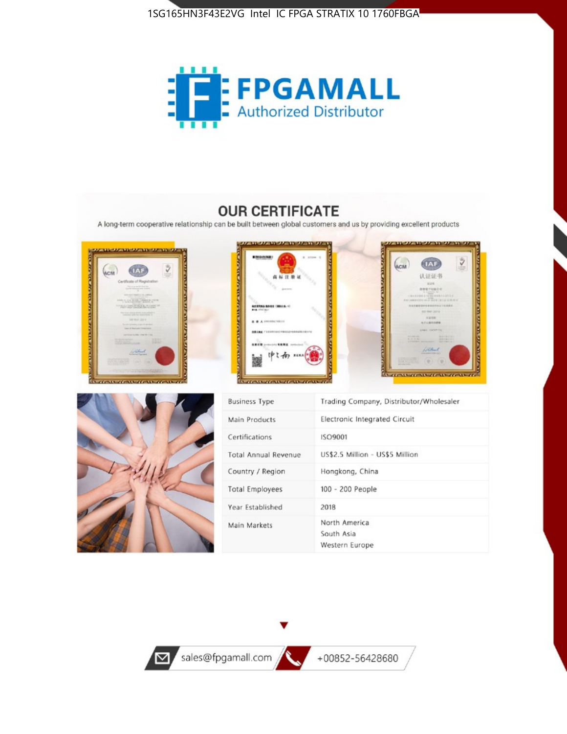FPGAMALL
Authorized Distributor

## OUR CERTIFICATE

A long-term cooperative relationship can be built between global customers and us by providing excellent products

| | |
|---|---|
| Business Type | Trading Company, Distributor/Wholesaler |
| Main Products | Electronic Integrated Circuit |
| Certifications | ISO9001 |
| Total Annual Revenue | US$2.5 Million - US$5 Million |
| Country / Region | Hongkong, China |
| Total Employees | 100 - 200 People |
| Year Established | 2018 |
| Main Markets | North America<br>South Asia<br>Western Europe |

sales@fpgamall.com

+00852-56428680